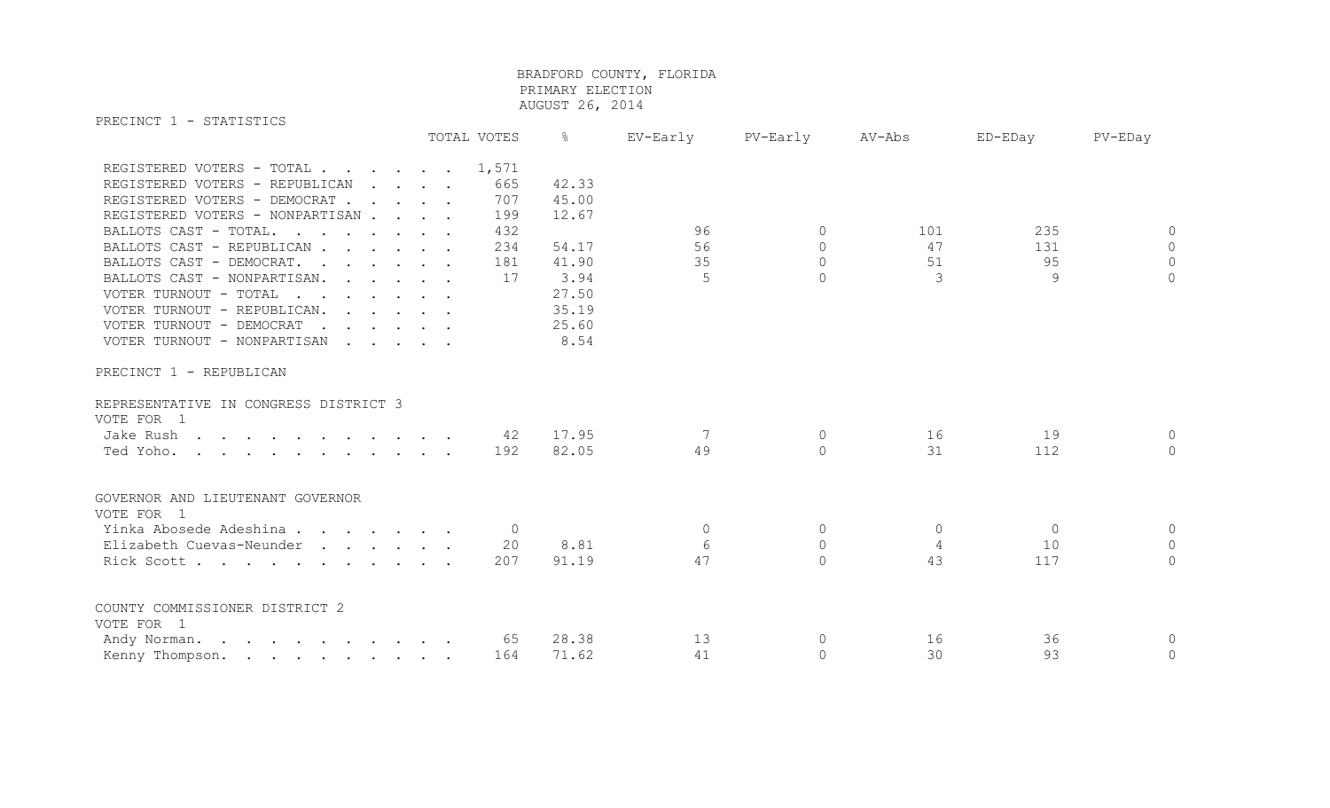# BRADFORD COUNTY, FLORIDA
## PRIMARY ELECTION
## AUGUST 26, 2014

### PRECINCT 1 - STATISTICS

| | TOTAL VOTES | % | EV-Early | PV-Early | AV-Abs | ED-EDay | PV-EDay |
|---|---|---|---|---|---|---|---|
| REGISTERED VOTERS - TOTAL | 1,571 | | | | | | |
| REGISTERED VOTERS - REPUBLICAN | 665 | 42.33 | | | | | |
| REGISTERED VOTERS - DEMOCRAT | 707 | 45.00 | | | | | |
| REGISTERED VOTERS - NONPARTISAN | 199 | 12.67 | | | | | |
| BALLOTS CAST - TOTAL. | 432 | | 96 | 0 | 101 | 235 | 0 |
| BALLOTS CAST - REPUBLICAN | 234 | 54.17 | 56 | 0 | 47 | 131 | 0 |
| BALLOTS CAST - DEMOCRAT. | 181 | 41.90 | 35 | 0 | 51 | 95 | 0 |
| BALLOTS CAST - NONPARTISAN. | 17 | 3.94 | 5 | 0 | 3 | 9 | 0 |
| VOTER TURNOUT - TOTAL | | 27.50 | | | | | |
| VOTER TURNOUT - REPUBLICAN. | | 35.19 | | | | | |
| VOTER TURNOUT - DEMOCRAT | | 25.60 | | | | | |
| VOTER TURNOUT - NONPARTISAN | | 8.54 | | | | | |

### PRECINCT 1 - REPUBLICAN

**REPRESENTATIVE IN CONGRESS DISTRICT 3**
VOTE FOR 1

| | TOTAL VOTES | % | EV-Early | PV-Early | AV-Abs | ED-EDay | PV-EDay |
|---|---|---|---|---|---|---|---|
| Jake Rush | 42 | 17.95 | 7 | 0 | 16 | 19 | 0 |
| Ted Yoho. | 192 | 82.05 | 49 | 0 | 31 | 112 | 0 |

**GOVERNOR AND LIEUTENANT GOVERNOR**
VOTE FOR 1

| | TOTAL VOTES | % | EV-Early | PV-Early | AV-Abs | ED-EDay | PV-EDay |
|---|---|---|---|---|---|---|---|
| Yinka Abosede Adeshina | 0 | | 0 | 0 | 0 | 0 | 0 |
| Elizabeth Cuevas-Neunder | 20 | 8.81 | 6 | 0 | 4 | 10 | 0 |
| Rick Scott | 207 | 91.19 | 47 | 0 | 43 | 117 | 0 |

**COUNTY COMMISSIONER DISTRICT 2**
VOTE FOR 1

| | TOTAL VOTES | % | EV-Early | PV-Early | AV-Abs | ED-EDay | PV-EDay |
|---|---|---|---|---|---|---|---|
| Andy Norman. | 65 | 28.38 | 13 | 0 | 16 | 36 | 0 |
| Kenny Thompson. | 164 | 71.62 | 41 | 0 | 30 | 93 | 0 |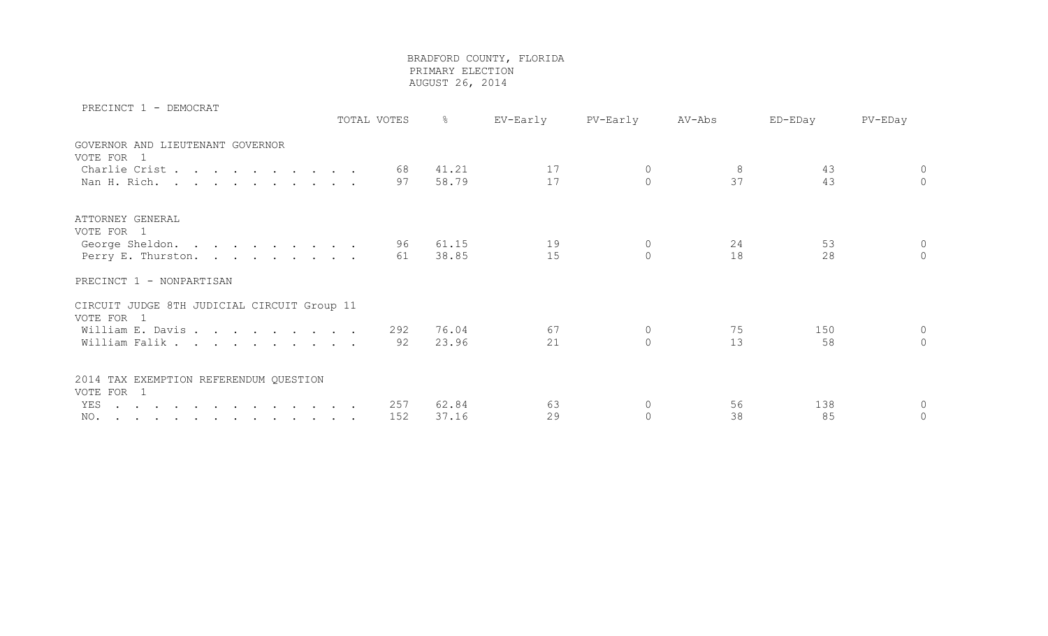BRADFORD COUNTY, FLORIDA
PRIMARY ELECTION
AUGUST 26, 2014

## PRECINCT 1 - DEMOCRAT

| | TOTAL VOTES | % | EV-Early | PV-Early | AV-Abs | ED-EDay | PV-EDay |
|---|---|---|---|---|---|---|---|
| **GOVERNOR AND LIEUTENANT GOVERNOR** | | | | | | | |
| VOTE FOR 1 | | | | | | | |
| Charlie Crist | 68 | 41.21 | 17 | 0 | 8 | 43 | 0 |
| Nan H. Rich. | 97 | 58.79 | 17 | 0 | 37 | 43 | 0 |
| **ATTORNEY GENERAL** | | | | | | | |
| VOTE FOR 1 | | | | | | | |
| George Sheldon. | 96 | 61.15 | 19 | 0 | 24 | 53 | 0 |
| Perry E. Thurston. | 61 | 38.85 | 15 | 0 | 18 | 28 | 0 |

## PRECINCT 1 - NONPARTISAN

| | TOTAL VOTES | % | EV-Early | PV-Early | AV-Abs | ED-EDay | PV-EDay |
|---|---|---|---|---|---|---|---|
| **CIRCUIT JUDGE 8TH JUDICIAL CIRCUIT Group 11** | | | | | | | |
| VOTE FOR 1 | | | | | | | |
| William E. Davis | 292 | 76.04 | 67 | 0 | 75 | 150 | 0 |
| William Falik | 92 | 23.96 | 21 | 0 | 13 | 58 | 0 |
| **2014 TAX EXEMPTION REFERENDUM QUESTION** | | | | | | | |
| VOTE FOR 1 | | | | | | | |
| YES | 257 | 62.84 | 63 | 0 | 56 | 138 | 0 |
| NO. | 152 | 37.16 | 29 | 0 | 38 | 85 | 0 |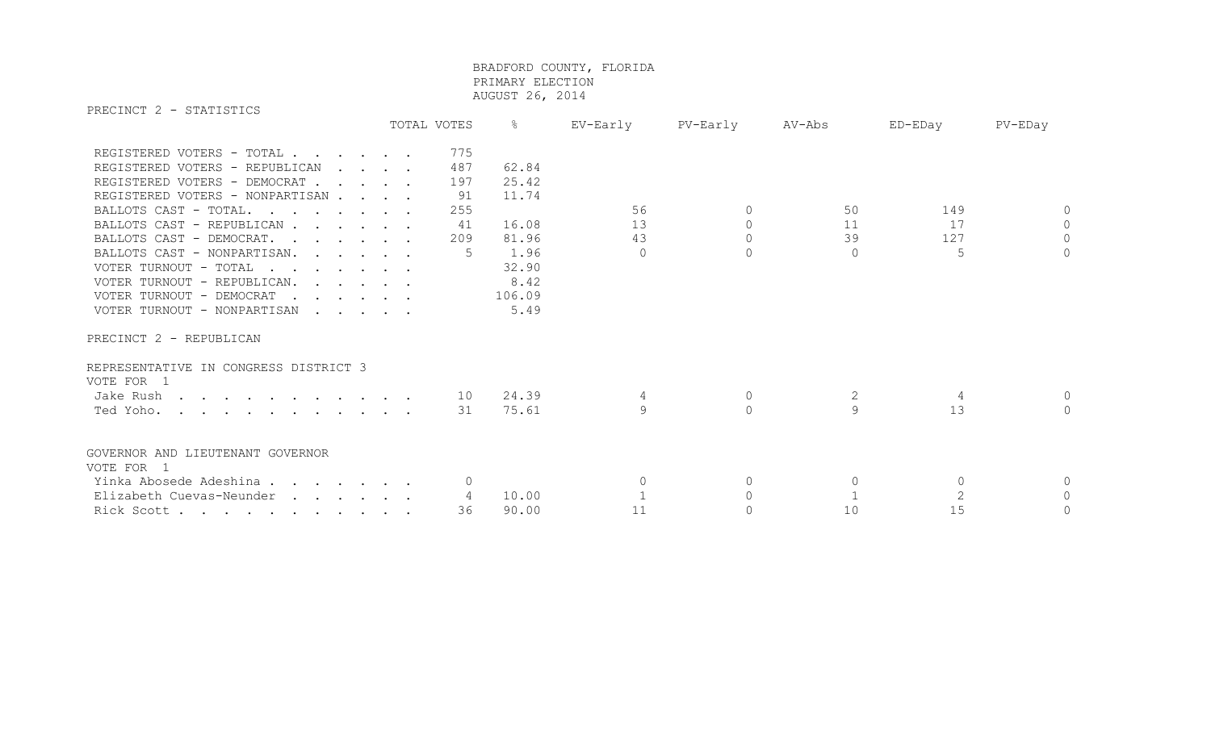BRADFORD COUNTY, FLORIDA
PRIMARY ELECTION
AUGUST 26, 2014

## PRECINCT 2 - STATISTICS

| | TOTAL VOTES | % | EV-Early | PV-Early | AV-Abs | ED-EDay | PV-EDay |
|---|---|---|---|---|---|---|---|
| REGISTERED VOTERS - TOTAL | 775 | | | | | | |
| REGISTERED VOTERS - REPUBLICAN | 487 | 62.84 | | | | | |
| REGISTERED VOTERS - DEMOCRAT | 197 | 25.42 | | | | | |
| REGISTERED VOTERS - NONPARTISAN | 91 | 11.74 | | | | | |
| BALLOTS CAST - TOTAL. | 255 | | 56 | 0 | 50 | 149 | 0 |
| BALLOTS CAST - REPUBLICAN | 41 | 16.08 | 13 | 0 | 11 | 17 | 0 |
| BALLOTS CAST - DEMOCRAT. | 209 | 81.96 | 43 | 0 | 39 | 127 | 0 |
| BALLOTS CAST - NONPARTISAN. | 5 | 1.96 | 0 | 0 | 0 | 5 | 0 |
| VOTER TURNOUT - TOTAL | | 32.90 | | | | | |
| VOTER TURNOUT - REPUBLICAN. | | 8.42 | | | | | |
| VOTER TURNOUT - DEMOCRAT | | 106.09 | | | | | |
| VOTER TURNOUT - NONPARTISAN | | 5.49 | | | | | |

## PRECINCT 2 - REPUBLICAN

### REPRESENTATIVE IN CONGRESS DISTRICT 3
VOTE FOR 1

| | TOTAL VOTES | % | EV-Early | PV-Early | AV-Abs | ED-EDay | PV-EDay |
|---|---|---|---|---|---|---|---|
| Jake Rush | 10 | 24.39 | 4 | 0 | 2 | 4 | 0 |
| Ted Yoho. | 31 | 75.61 | 9 | 0 | 9 | 13 | 0 |

### GOVERNOR AND LIEUTENANT GOVERNOR
VOTE FOR 1

| | TOTAL VOTES | % | EV-Early | PV-Early | AV-Abs | ED-EDay | PV-EDay |
|---|---|---|---|---|---|---|---|
| Yinka Abosede Adeshina | 0 | | 0 | 0 | 0 | 0 | 0 |
| Elizabeth Cuevas-Neunder | 4 | 10.00 | 1 | 0 | 1 | 2 | 0 |
| Rick Scott | 36 | 90.00 | 11 | 0 | 10 | 15 | 0 |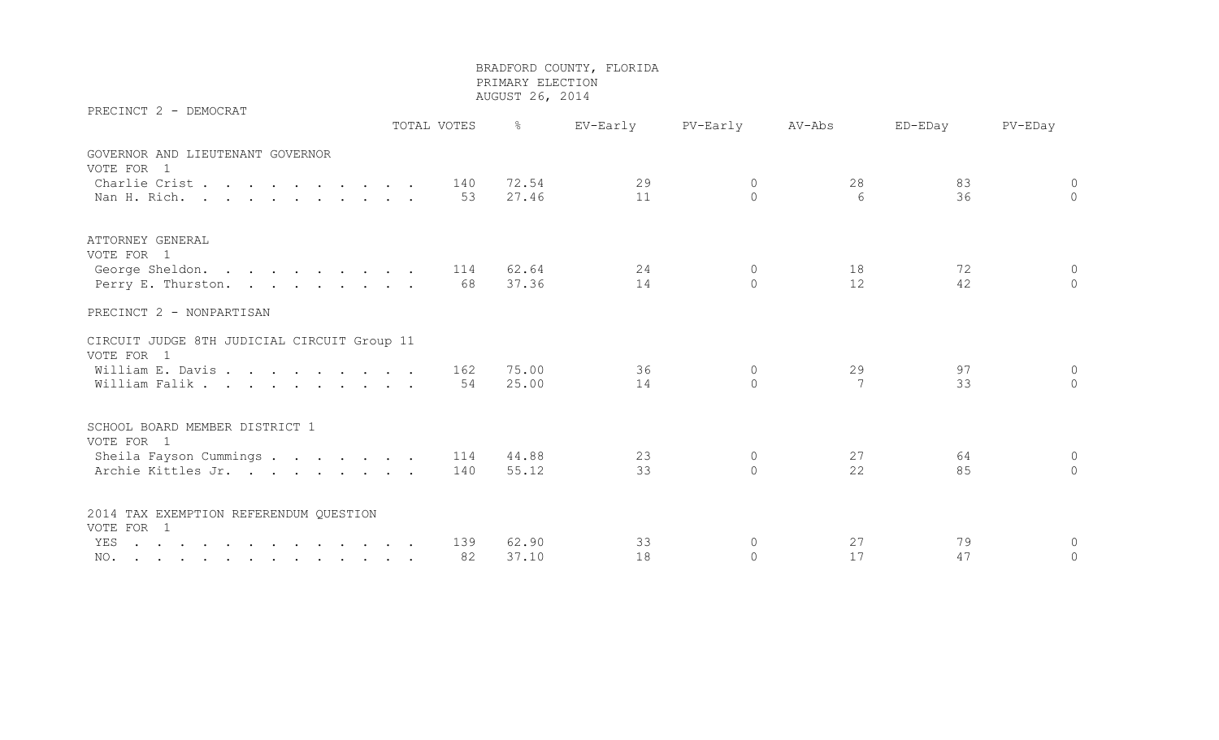BRADFORD COUNTY, FLORIDA
PRIMARY ELECTION
AUGUST 26, 2014

## PRECINCT 2 - DEMOCRAT

| | TOTAL VOTES | % | EV-Early | PV-Early | AV-Abs | ED-EDay | PV-EDay |
|---|---|---|---|---|---|---|---|
| **GOVERNOR AND LIEUTENANT GOVERNOR** | | | | | | | |
| VOTE FOR 1 | | | | | | | |
| Charlie Crist | 140 | 72.54 | 29 | 0 | 28 | 83 | 0 |
| Nan H. Rich. | 53 | 27.46 | 11 | 0 | 6 | 36 | 0 |
| **ATTORNEY GENERAL** | | | | | | | |
| VOTE FOR 1 | | | | | | | |
| George Sheldon. | 114 | 62.64 | 24 | 0 | 18 | 72 | 0 |
| Perry E. Thurston. | 68 | 37.36 | 14 | 0 | 12 | 42 | 0 |

## PRECINCT 2 - NONPARTISAN

| | TOTAL VOTES | % | EV-Early | PV-Early | AV-Abs | ED-EDay | PV-EDay |
|---|---|---|---|---|---|---|---|
| **CIRCUIT JUDGE 8TH JUDICIAL CIRCUIT Group 11** | | | | | | | |
| VOTE FOR 1 | | | | | | | |
| William E. Davis | 162 | 75.00 | 36 | 0 | 29 | 97 | 0 |
| William Falik | 54 | 25.00 | 14 | 0 | 7 | 33 | 0 |
| **SCHOOL BOARD MEMBER DISTRICT 1** | | | | | | | |
| VOTE FOR 1 | | | | | | | |
| Sheila Fayson Cummings | 114 | 44.88 | 23 | 0 | 27 | 64 | 0 |
| Archie Kittles Jr. | 140 | 55.12 | 33 | 0 | 22 | 85 | 0 |
| **2014 TAX EXEMPTION REFERENDUM QUESTION** | | | | | | | |
| VOTE FOR 1 | | | | | | | |
| YES | 139 | 62.90 | 33 | 0 | 27 | 79 | 0 |
| NO. | 82 | 37.10 | 18 | 0 | 17 | 47 | 0 |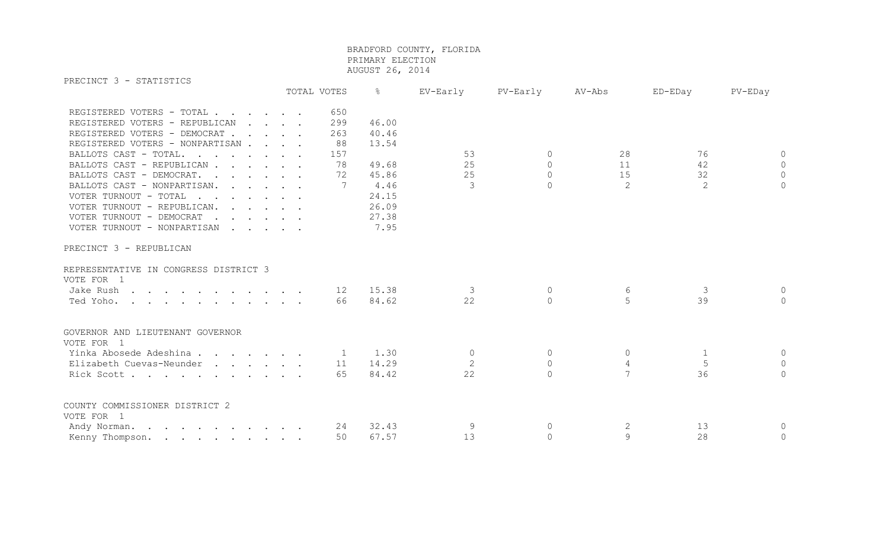BRADFORD COUNTY, FLORIDA
PRIMARY ELECTION
AUGUST 26, 2014

## PRECINCT 3 - STATISTICS

| | TOTAL VOTES | % | EV-Early | PV-Early | AV-Abs | ED-EDay | PV-EDay |
|---|---|---|---|---|---|---|---|
| REGISTERED VOTERS - TOTAL | 650 | | | | | | |
| REGISTERED VOTERS - REPUBLICAN | 299 | 46.00 | | | | | |
| REGISTERED VOTERS - DEMOCRAT | 263 | 40.46 | | | | | |
| REGISTERED VOTERS - NONPARTISAN | 88 | 13.54 | | | | | |
| BALLOTS CAST - TOTAL | 157 | | 53 | 0 | 28 | 76 | 0 |
| BALLOTS CAST - REPUBLICAN | 78 | 49.68 | 25 | 0 | 11 | 42 | 0 |
| BALLOTS CAST - DEMOCRAT | 72 | 45.86 | 25 | 0 | 15 | 32 | 0 |
| BALLOTS CAST - NONPARTISAN | 7 | 4.46 | 3 | 0 | 2 | 2 | 0 |
| VOTER TURNOUT - TOTAL | | 24.15 | | | | | |
| VOTER TURNOUT - REPUBLICAN | | 26.09 | | | | | |
| VOTER TURNOUT - DEMOCRAT | | 27.38 | | | | | |
| VOTER TURNOUT - NONPARTISAN | | 7.95 | | | | | |

## PRECINCT 3 - REPUBLICAN

### REPRESENTATIVE IN CONGRESS DISTRICT 3
VOTE FOR 1

| | TOTAL VOTES | % | EV-Early | PV-Early | AV-Abs | ED-EDay | PV-EDay |
|---|---|---|---|---|---|---|---|
| Jake Rush | 12 | 15.38 | 3 | 0 | 6 | 3 | 0 |
| Ted Yoho | 66 | 84.62 | 22 | 0 | 5 | 39 | 0 |

### GOVERNOR AND LIEUTENANT GOVERNOR
VOTE FOR 1

| | TOTAL VOTES | % | EV-Early | PV-Early | AV-Abs | ED-EDay | PV-EDay |
|---|---|---|---|---|---|---|---|
| Yinka Abosede Adeshina | 1 | 1.30 | 0 | 0 | 0 | 1 | 0 |
| Elizabeth Cuevas-Neunder | 11 | 14.29 | 2 | 0 | 4 | 5 | 0 |
| Rick Scott | 65 | 84.42 | 22 | 0 | 7 | 36 | 0 |

### COUNTY COMMISSIONER DISTRICT 2
VOTE FOR 1

| | TOTAL VOTES | % | EV-Early | PV-Early | AV-Abs | ED-EDay | PV-EDay |
|---|---|---|---|---|---|---|---|
| Andy Norman | 24 | 32.43 | 9 | 0 | 2 | 13 | 0 |
| Kenny Thompson | 50 | 67.57 | 13 | 0 | 9 | 28 | 0 |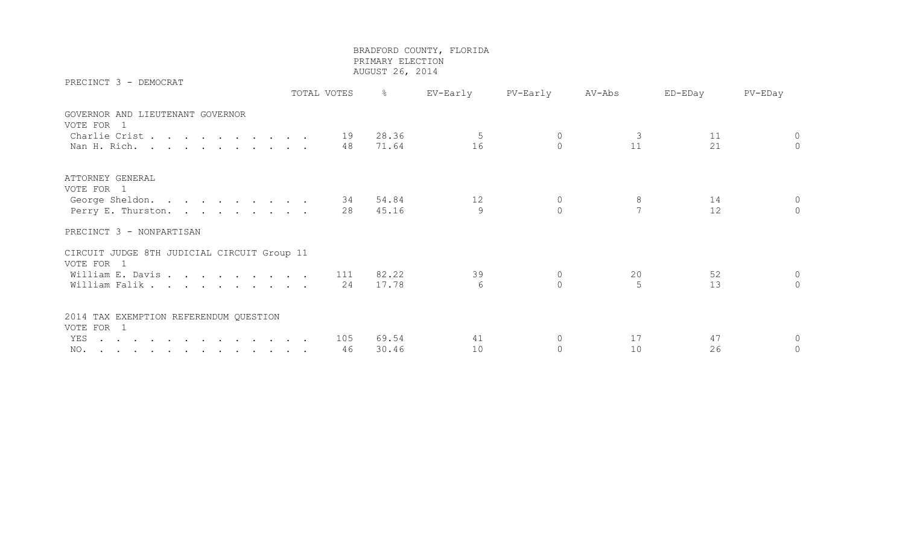BRADFORD COUNTY, FLORIDA
PRIMARY ELECTION
AUGUST 26, 2014

## PRECINCT 3 - DEMOCRAT

| | TOTAL VOTES | % | EV-Early | PV-Early | AV-Abs | ED-EDay | PV-EDay |
|---|---|---|---|---|---|---|---|
| **GOVERNOR AND LIEUTENANT GOVERNOR** | | | | | | | |
| VOTE FOR 1 | | | | | | | |
| Charlie Crist | 19 | 28.36 | 5 | 0 | 3 | 11 | 0 |
| Nan H. Rich. | 48 | 71.64 | 16 | 0 | 11 | 21 | 0 |
| **ATTORNEY GENERAL** | | | | | | | |
| VOTE FOR 1 | | | | | | | |
| George Sheldon. | 34 | 54.84 | 12 | 0 | 8 | 14 | 0 |
| Perry E. Thurston. | 28 | 45.16 | 9 | 0 | 7 | 12 | 0 |

## PRECINCT 3 - NONPARTISAN

| | TOTAL VOTES | % | EV-Early | PV-Early | AV-Abs | ED-EDay | PV-EDay |
|---|---|---|---|---|---|---|---|
| **CIRCUIT JUDGE 8TH JUDICIAL CIRCUIT Group 11** | | | | | | | |
| VOTE FOR 1 | | | | | | | |
| William E. Davis | 111 | 82.22 | 39 | 0 | 20 | 52 | 0 |
| William Falik | 24 | 17.78 | 6 | 0 | 5 | 13 | 0 |
| **2014 TAX EXEMPTION REFERENDUM QUESTION** | | | | | | | |
| VOTE FOR 1 | | | | | | | |
| YES | 105 | 69.54 | 41 | 0 | 17 | 47 | 0 |
| NO. | 46 | 30.46 | 10 | 0 | 10 | 26 | 0 |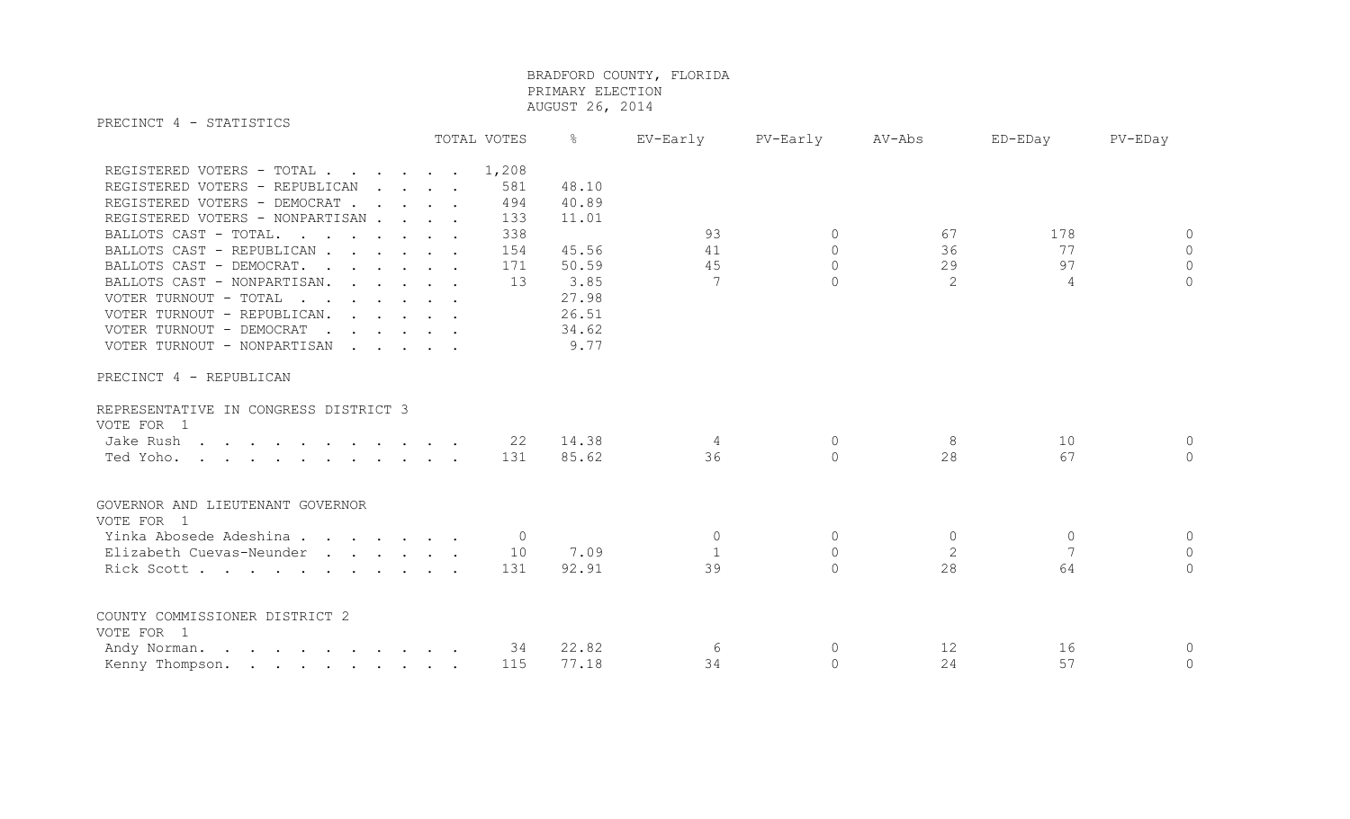BRADFORD COUNTY, FLORIDA
PRIMARY ELECTION
AUGUST 26, 2014

## PRECINCT 4 - STATISTICS

| | TOTAL VOTES | % | EV-Early | PV-Early | AV-Abs | ED-EDay | PV-EDay |
|---|---|---|---|---|---|---|---|
| REGISTERED VOTERS - TOTAL | 1,208 | | | | | | |
| REGISTERED VOTERS - REPUBLICAN | 581 | 48.10 | | | | | |
| REGISTERED VOTERS - DEMOCRAT | 494 | 40.89 | | | | | |
| REGISTERED VOTERS - NONPARTISAN | 133 | 11.01 | | | | | |
| BALLOTS CAST - TOTAL. | 338 | | 93 | 0 | 67 | 178 | 0 |
| BALLOTS CAST - REPUBLICAN | 154 | 45.56 | 41 | 0 | 36 | 77 | 0 |
| BALLOTS CAST - DEMOCRAT. | 171 | 50.59 | 45 | 0 | 29 | 97 | 0 |
| BALLOTS CAST - NONPARTISAN. | 13 | 3.85 | 7 | 0 | 2 | 4 | 0 |
| VOTER TURNOUT - TOTAL | | 27.98 | | | | | |
| VOTER TURNOUT - REPUBLICAN. | | 26.51 | | | | | |
| VOTER TURNOUT - DEMOCRAT | | 34.62 | | | | | |
| VOTER TURNOUT - NONPARTISAN | | 9.77 | | | | | |

## PRECINCT 4 - REPUBLICAN

### REPRESENTATIVE IN CONGRESS DISTRICT 3
VOTE FOR 1

| | TOTAL VOTES | % | EV-Early | PV-Early | AV-Abs | ED-EDay | PV-EDay |
|---|---|---|---|---|---|---|---|
| Jake Rush | 22 | 14.38 | 4 | 0 | 8 | 10 | 0 |
| Ted Yoho. | 131 | 85.62 | 36 | 0 | 28 | 67 | 0 |

### GOVERNOR AND LIEUTENANT GOVERNOR
VOTE FOR 1

| | TOTAL VOTES | % | EV-Early | PV-Early | AV-Abs | ED-EDay | PV-EDay |
|---|---|---|---|---|---|---|---|
| Yinka Abosede Adeshina | 0 | | 0 | 0 | 0 | 0 | 0 |
| Elizabeth Cuevas-Neunder | 10 | 7.09 | 1 | 0 | 2 | 7 | 0 |
| Rick Scott | 131 | 92.91 | 39 | 0 | 28 | 64 | 0 |

### COUNTY COMMISSIONER DISTRICT 2
VOTE FOR 1

| | TOTAL VOTES | % | EV-Early | PV-Early | AV-Abs | ED-EDay | PV-EDay |
|---|---|---|---|---|---|---|---|
| Andy Norman. | 34 | 22.82 | 6 | 0 | 12 | 16 | 0 |
| Kenny Thompson. | 115 | 77.18 | 34 | 0 | 24 | 57 | 0 |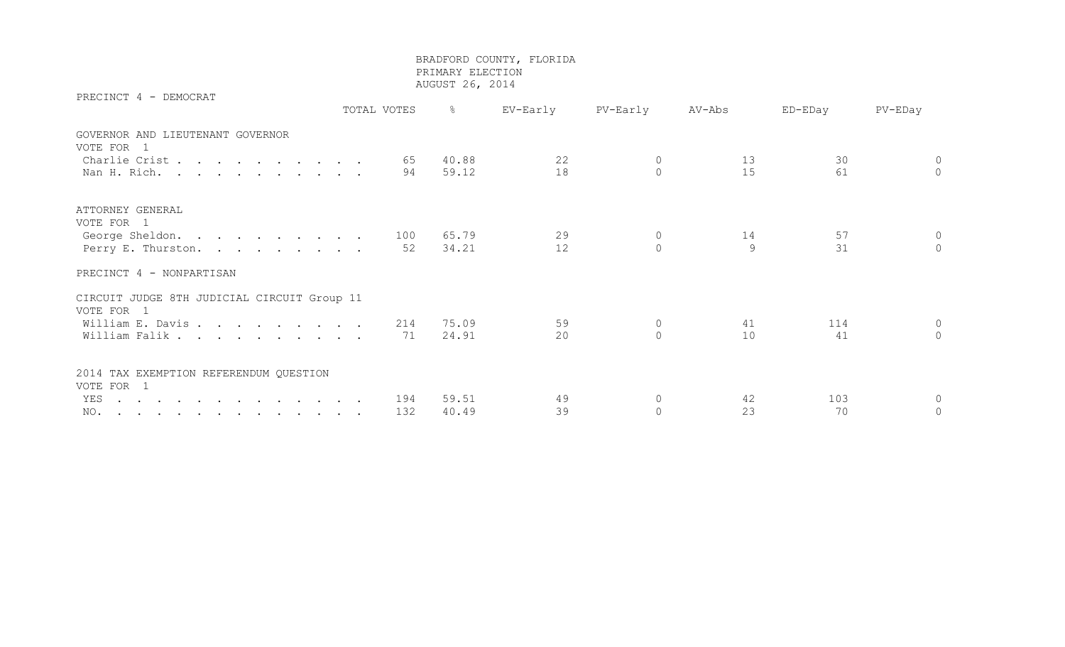# BRADFORD COUNTY, FLORIDA
## PRIMARY ELECTION
## AUGUST 26, 2014

### PRECINCT 4 - DEMOCRAT

| | TOTAL VOTES | % | EV-Early | PV-Early | AV-Abs | ED-EDay | PV-EDay |
|---|---|---|---|---|---|---|---|
| **GOVERNOR AND LIEUTENANT GOVERNOR** | | | | | | | |
| VOTE FOR 1 | | | | | | | |
| Charlie Crist | 65 | 40.88 | 22 | 0 | 13 | 30 | 0 |
| Nan H. Rich. | 94 | 59.12 | 18 | 0 | 15 | 61 | 0 |
| **ATTORNEY GENERAL** | | | | | | | |
| VOTE FOR 1 | | | | | | | |
| George Sheldon. | 100 | 65.79 | 29 | 0 | 14 | 57 | 0 |
| Perry E. Thurston. | 52 | 34.21 | 12 | 0 | 9 | 31 | 0 |

### PRECINCT 4 - NONPARTISAN

| | TOTAL VOTES | % | EV-Early | PV-Early | AV-Abs | ED-EDay | PV-EDay |
|---|---|---|---|---|---|---|---|
| **CIRCUIT JUDGE 8TH JUDICIAL CIRCUIT Group 11** | | | | | | | |
| VOTE FOR 1 | | | | | | | |
| William E. Davis | 214 | 75.09 | 59 | 0 | 41 | 114 | 0 |
| William Falik | 71 | 24.91 | 20 | 0 | 10 | 41 | 0 |
| **2014 TAX EXEMPTION REFERENDUM QUESTION** | | | | | | | |
| VOTE FOR 1 | | | | | | | |
| YES | 194 | 59.51 | 49 | 0 | 42 | 103 | 0 |
| NO. | 132 | 40.49 | 39 | 0 | 23 | 70 | 0 |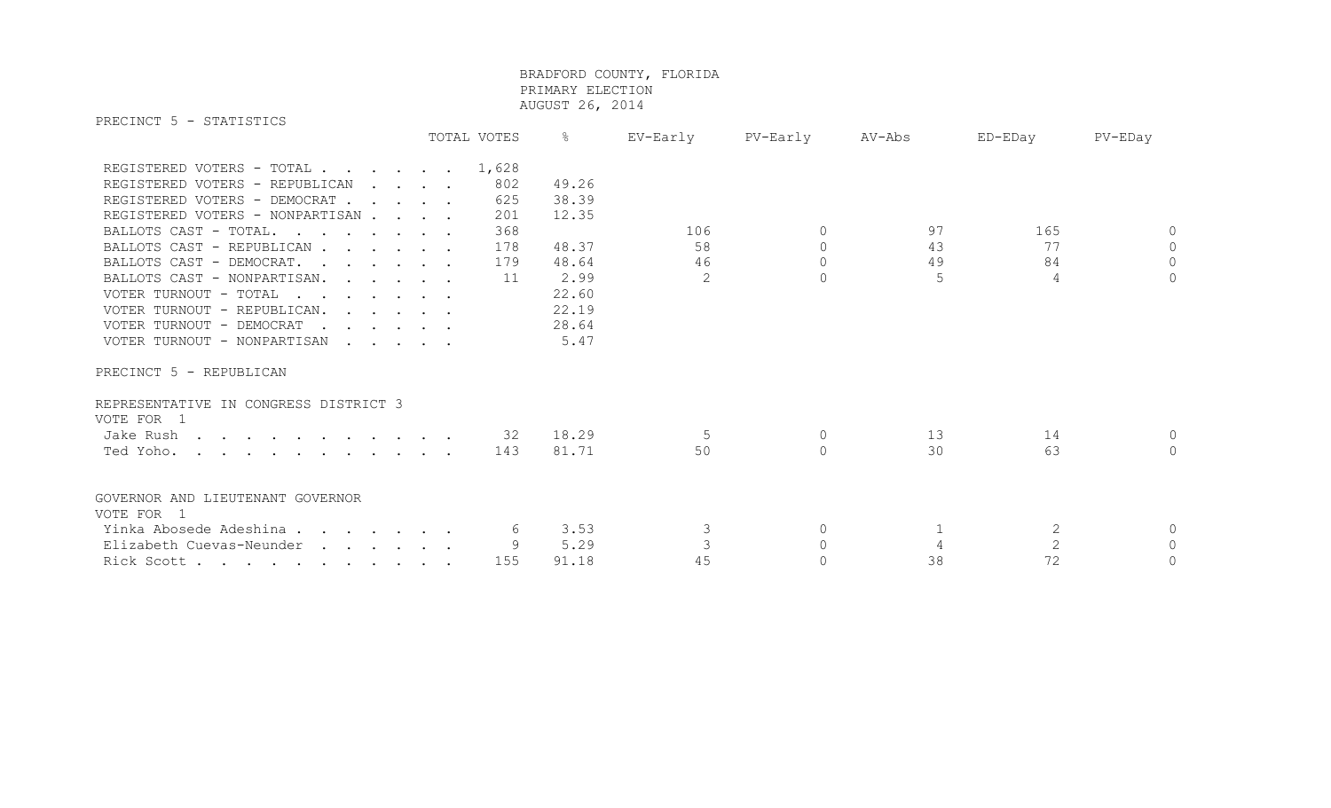BRADFORD COUNTY, FLORIDA
PRIMARY ELECTION
AUGUST 26, 2014

## PRECINCT 5 - STATISTICS

| | TOTAL VOTES | % | EV-Early | PV-Early | AV-Abs | ED-EDay | PV-EDay |
|---|---|---|---|---|---|---|---|
| REGISTERED VOTERS - TOTAL | 1,628 | | | | | | |
| REGISTERED VOTERS - REPUBLICAN | 802 | 49.26 | | | | | |
| REGISTERED VOTERS - DEMOCRAT | 625 | 38.39 | | | | | |
| REGISTERED VOTERS - NONPARTISAN | 201 | 12.35 | | | | | |
| BALLOTS CAST - TOTAL. | 368 | | 106 | 0 | 97 | 165 | 0 |
| BALLOTS CAST - REPUBLICAN | 178 | 48.37 | 58 | 0 | 43 | 77 | 0 |
| BALLOTS CAST - DEMOCRAT. | 179 | 48.64 | 46 | 0 | 49 | 84 | 0 |
| BALLOTS CAST - NONPARTISAN. | 11 | 2.99 | 2 | 0 | 5 | 4 | 0 |
| VOTER TURNOUT - TOTAL | | 22.60 | | | | | |
| VOTER TURNOUT - REPUBLICAN. | | 22.19 | | | | | |
| VOTER TURNOUT - DEMOCRAT | | 28.64 | | | | | |
| VOTER TURNOUT - NONPARTISAN | | 5.47 | | | | | |

## PRECINCT 5 - REPUBLICAN

### REPRESENTATIVE IN CONGRESS DISTRICT 3
VOTE FOR 1

| | TOTAL VOTES | % | EV-Early | PV-Early | AV-Abs | ED-EDay | PV-EDay |
|---|---|---|---|---|---|---|---|
| Jake Rush | 32 | 18.29 | 5 | 0 | 13 | 14 | 0 |
| Ted Yoho. | 143 | 81.71 | 50 | 0 | 30 | 63 | 0 |

### GOVERNOR AND LIEUTENANT GOVERNOR
VOTE FOR 1

| | TOTAL VOTES | % | EV-Early | PV-Early | AV-Abs | ED-EDay | PV-EDay |
|---|---|---|---|---|---|---|---|
| Yinka Abosede Adeshina | 6 | 3.53 | 3 | 0 | 1 | 2 | 0 |
| Elizabeth Cuevas-Neunder | 9 | 5.29 | 3 | 0 | 4 | 2 | 0 |
| Rick Scott | 155 | 91.18 | 45 | 0 | 38 | 72 | 0 |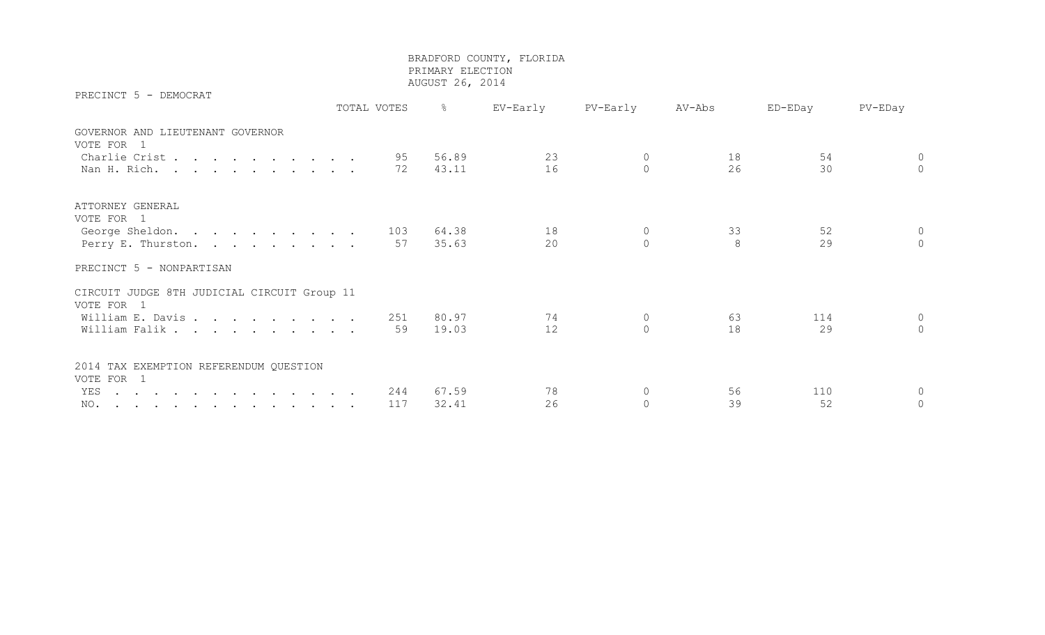BRADFORD COUNTY, FLORIDA
PRIMARY ELECTION
AUGUST 26, 2014

## PRECINCT 5 - DEMOCRAT

| | TOTAL VOTES | % | EV-Early | PV-Early | AV-Abs | ED-EDay | PV-EDay |
|---|---|---|---|---|---|---|---|
| **GOVERNOR AND LIEUTENANT GOVERNOR** | | | | | | | |
| VOTE FOR 1 | | | | | | | |
| Charlie Crist | 95 | 56.89 | 23 | 0 | 18 | 54 | 0 |
| Nan H. Rich. | 72 | 43.11 | 16 | 0 | 26 | 30 | 0 |
| **ATTORNEY GENERAL** | | | | | | | |
| VOTE FOR 1 | | | | | | | |
| George Sheldon. | 103 | 64.38 | 18 | 0 | 33 | 52 | 0 |
| Perry E. Thurston. | 57 | 35.63 | 20 | 0 | 8 | 29 | 0 |

## PRECINCT 5 - NONPARTISAN

| | TOTAL VOTES | % | EV-Early | PV-Early | AV-Abs | ED-EDay | PV-EDay |
|---|---|---|---|---|---|---|---|
| **CIRCUIT JUDGE 8TH JUDICIAL CIRCUIT Group 11** | | | | | | | |
| VOTE FOR 1 | | | | | | | |
| William E. Davis | 251 | 80.97 | 74 | 0 | 63 | 114 | 0 |
| William Falik | 59 | 19.03 | 12 | 0 | 18 | 29 | 0 |
| **2014 TAX EXEMPTION REFERENDUM QUESTION** | | | | | | | |
| VOTE FOR 1 | | | | | | | |
| YES | 244 | 67.59 | 78 | 0 | 56 | 110 | 0 |
| NO. | 117 | 32.41 | 26 | 0 | 39 | 52 | 0 |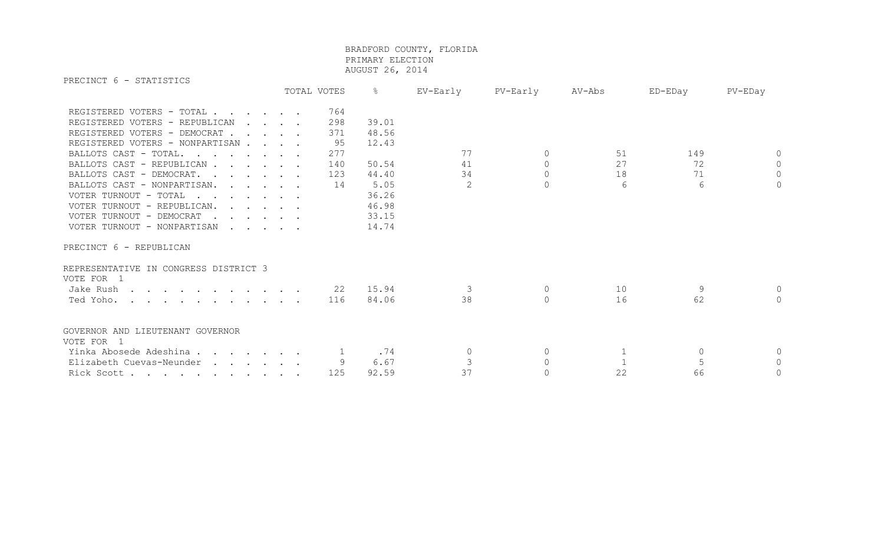BRADFORD COUNTY, FLORIDA
PRIMARY ELECTION
AUGUST 26, 2014

## PRECINCT 6 - STATISTICS

| | TOTAL VOTES | % | EV-Early | PV-Early | AV-Abs | ED-EDay | PV-EDay |
|---|---|---|---|---|---|---|---|
| REGISTERED VOTERS - TOTAL | 764 | | | | | | |
| REGISTERED VOTERS - REPUBLICAN | 298 | 39.01 | | | | | |
| REGISTERED VOTERS - DEMOCRAT | 371 | 48.56 | | | | | |
| REGISTERED VOTERS - NONPARTISAN | 95 | 12.43 | | | | | |
| BALLOTS CAST - TOTAL. | 277 | | 77 | 0 | 51 | 149 | 0 |
| BALLOTS CAST - REPUBLICAN | 140 | 50.54 | 41 | 0 | 27 | 72 | 0 |
| BALLOTS CAST - DEMOCRAT. | 123 | 44.40 | 34 | 0 | 18 | 71 | 0 |
| BALLOTS CAST - NONPARTISAN. | 14 | 5.05 | 2 | 0 | 6 | 6 | 0 |
| VOTER TURNOUT - TOTAL | | 36.26 | | | | | |
| VOTER TURNOUT - REPUBLICAN. | | 46.98 | | | | | |
| VOTER TURNOUT - DEMOCRAT | | 33.15 | | | | | |
| VOTER TURNOUT - NONPARTISAN | | 14.74 | | | | | |

## PRECINCT 6 - REPUBLICAN

### REPRESENTATIVE IN CONGRESS DISTRICT 3
VOTE FOR 1

| | TOTAL VOTES | % | EV-Early | PV-Early | AV-Abs | ED-EDay | PV-EDay |
|---|---|---|---|---|---|---|---|
| Jake Rush | 22 | 15.94 | 3 | 0 | 10 | 9 | 0 |
| Ted Yoho. | 116 | 84.06 | 38 | 0 | 16 | 62 | 0 |

### GOVERNOR AND LIEUTENANT GOVERNOR
VOTE FOR 1

| | TOTAL VOTES | % | EV-Early | PV-Early | AV-Abs | ED-EDay | PV-EDay |
|---|---|---|---|---|---|---|---|
| Yinka Abosede Adeshina | 1 | .74 | 0 | 0 | 1 | 0 | 0 |
| Elizabeth Cuevas-Neunder | 9 | 6.67 | 3 | 0 | 1 | 5 | 0 |
| Rick Scott | 125 | 92.59 | 37 | 0 | 22 | 66 | 0 |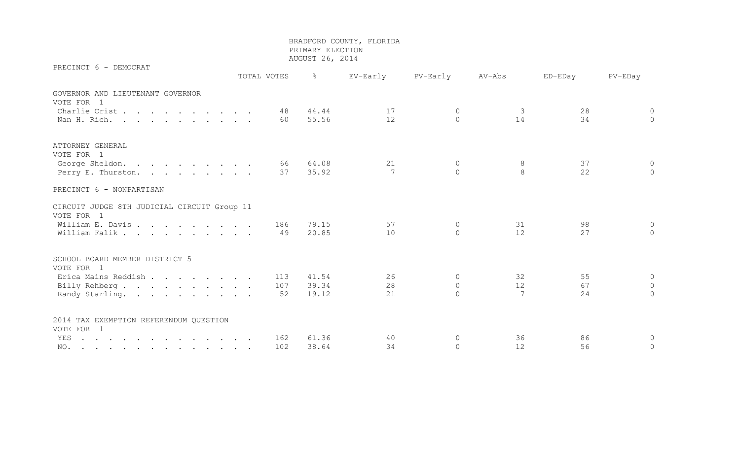BRADFORD COUNTY, FLORIDA
PRIMARY ELECTION
AUGUST 26, 2014

## PRECINCT 6 - DEMOCRAT

| | TOTAL VOTES | % | EV-Early | PV-Early | AV-Abs | ED-EDay | PV-EDay |
|---|---|---|---|---|---|---|---|
| **GOVERNOR AND LIEUTENANT GOVERNOR** | | | | | | | |
| VOTE FOR 1 | | | | | | | |
| Charlie Crist | 48 | 44.44 | 17 | 0 | 3 | 28 | 0 |
| Nan H. Rich. | 60 | 55.56 | 12 | 0 | 14 | 34 | 0 |
| **ATTORNEY GENERAL** | | | | | | | |
| VOTE FOR 1 | | | | | | | |
| George Sheldon. | 66 | 64.08 | 21 | 0 | 8 | 37 | 0 |
| Perry E. Thurston. | 37 | 35.92 | 7 | 0 | 8 | 22 | 0 |

## PRECINCT 6 - NONPARTISAN

| | TOTAL VOTES | % | EV-Early | PV-Early | AV-Abs | ED-EDay | PV-EDay |
|---|---|---|---|---|---|---|---|
| **CIRCUIT JUDGE 8TH JUDICIAL CIRCUIT Group 11** | | | | | | | |
| VOTE FOR 1 | | | | | | | |
| William E. Davis | 186 | 79.15 | 57 | 0 | 31 | 98 | 0 |
| William Falik | 49 | 20.85 | 10 | 0 | 12 | 27 | 0 |
| **SCHOOL BOARD MEMBER DISTRICT 5** | | | | | | | |
| VOTE FOR 1 | | | | | | | |
| Erica Mains Reddish | 113 | 41.54 | 26 | 0 | 32 | 55 | 0 |
| Billy Rehberg | 107 | 39.34 | 28 | 0 | 12 | 67 | 0 |
| Randy Starling. | 52 | 19.12 | 21 | 0 | 7 | 24 | 0 |
| **2014 TAX EXEMPTION REFERENDUM QUESTION** | | | | | | | |
| VOTE FOR 1 | | | | | | | |
| YES | 162 | 61.36 | 40 | 0 | 36 | 86 | 0 |
| NO. | 102 | 38.64 | 34 | 0 | 12 | 56 | 0 |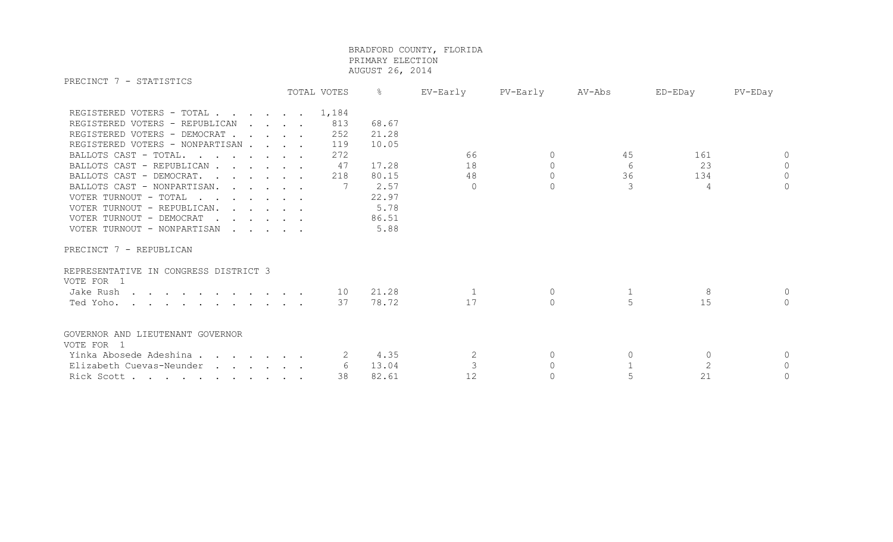BRADFORD COUNTY, FLORIDA
PRIMARY ELECTION
AUGUST 26, 2014

## PRECINCT 7 - STATISTICS

| | TOTAL VOTES | % | EV-Early | PV-Early | AV-Abs | ED-EDay | PV-EDay |
|---|---|---|---|---|---|---|---|
| REGISTERED VOTERS - TOTAL | 1,184 | | | | | | |
| REGISTERED VOTERS - REPUBLICAN | 813 | 68.67 | | | | | |
| REGISTERED VOTERS - DEMOCRAT | 252 | 21.28 | | | | | |
| REGISTERED VOTERS - NONPARTISAN | 119 | 10.05 | | | | | |
| BALLOTS CAST - TOTAL. | 272 | | 66 | 0 | 45 | 161 | 0 |
| BALLOTS CAST - REPUBLICAN | 47 | 17.28 | 18 | 0 | 6 | 23 | 0 |
| BALLOTS CAST - DEMOCRAT. | 218 | 80.15 | 48 | 0 | 36 | 134 | 0 |
| BALLOTS CAST - NONPARTISAN. | 7 | 2.57 | 0 | 0 | 3 | 4 | 0 |
| VOTER TURNOUT - TOTAL | | 22.97 | | | | | |
| VOTER TURNOUT - REPUBLICAN. | | 5.78 | | | | | |
| VOTER TURNOUT - DEMOCRAT | | 86.51 | | | | | |
| VOTER TURNOUT - NONPARTISAN | | 5.88 | | | | | |

## PRECINCT 7 - REPUBLICAN

### REPRESENTATIVE IN CONGRESS DISTRICT 3
VOTE FOR 1

| | TOTAL VOTES | % | EV-Early | PV-Early | AV-Abs | ED-EDay | PV-EDay |
|---|---|---|---|---|---|---|---|
| Jake Rush | 10 | 21.28 | 1 | 0 | 1 | 8 | 0 |
| Ted Yoho. | 37 | 78.72 | 17 | 0 | 5 | 15 | 0 |

### GOVERNOR AND LIEUTENANT GOVERNOR
VOTE FOR 1

| | TOTAL VOTES | % | EV-Early | PV-Early | AV-Abs | ED-EDay | PV-EDay |
|---|---|---|---|---|---|---|---|
| Yinka Abosede Adeshina | 2 | 4.35 | 2 | 0 | 0 | 0 | 0 |
| Elizabeth Cuevas-Neunder | 6 | 13.04 | 3 | 0 | 1 | 2 | 0 |
| Rick Scott | 38 | 82.61 | 12 | 0 | 5 | 21 | 0 |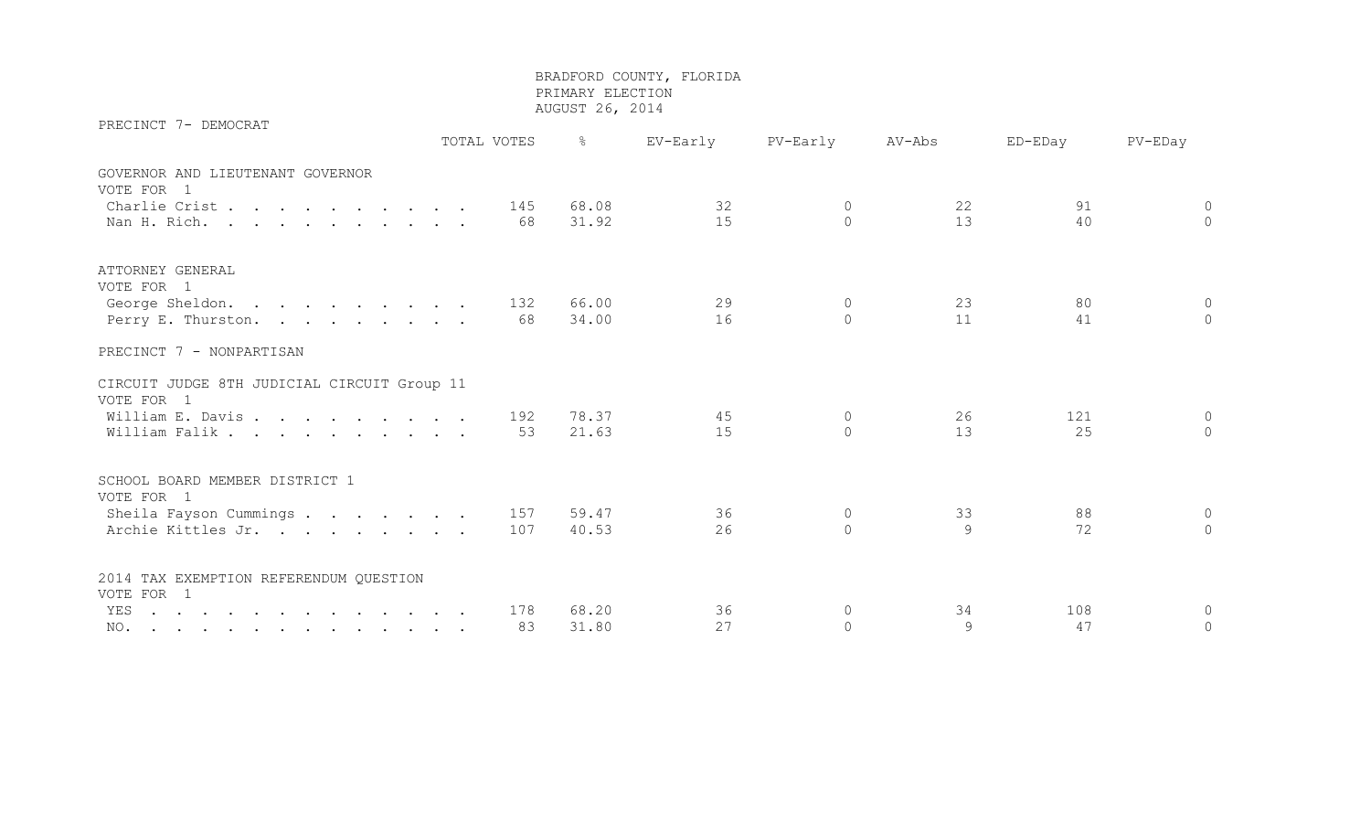BRADFORD COUNTY, FLORIDA
PRIMARY ELECTION
AUGUST 26, 2014

PRECINCT 7- DEMOCRAT

| | TOTAL VOTES | % | EV-Early | PV-Early | AV-Abs | ED-EDay | PV-EDay |
|---|---|---|---|---|---|---|---|
| **GOVERNOR AND LIEUTENANT GOVERNOR** | | | | | | | |
| VOTE FOR 1 | | | | | | | |
| Charlie Crist | 145 | 68.08 | 32 | 0 | 22 | 91 | 0 |
| Nan H. Rich. | 68 | 31.92 | 15 | 0 | 13 | 40 | 0 |
| **ATTORNEY GENERAL** | | | | | | | |
| VOTE FOR 1 | | | | | | | |
| George Sheldon. | 132 | 66.00 | 29 | 0 | 23 | 80 | 0 |
| Perry E. Thurston. | 68 | 34.00 | 16 | 0 | 11 | 41 | 0 |

PRECINCT 7 - NONPARTISAN

| | TOTAL VOTES | % | EV-Early | PV-Early | AV-Abs | ED-EDay | PV-EDay |
|---|---|---|---|---|---|---|---|
| **CIRCUIT JUDGE 8TH JUDICIAL CIRCUIT Group 11** | | | | | | | |
| VOTE FOR 1 | | | | | | | |
| William E. Davis | 192 | 78.37 | 45 | 0 | 26 | 121 | 0 |
| William Falik | 53 | 21.63 | 15 | 0 | 13 | 25 | 0 |
| **SCHOOL BOARD MEMBER DISTRICT 1** | | | | | | | |
| VOTE FOR 1 | | | | | | | |
| Sheila Fayson Cummings | 157 | 59.47 | 36 | 0 | 33 | 88 | 0 |
| Archie Kittles Jr. | 107 | 40.53 | 26 | 0 | 9 | 72 | 0 |
| **2014 TAX EXEMPTION REFERENDUM QUESTION** | | | | | | | |
| VOTE FOR 1 | | | | | | | |
| YES | 178 | 68.20 | 36 | 0 | 34 | 108 | 0 |
| NO. | 83 | 31.80 | 27 | 0 | 9 | 47 | 0 |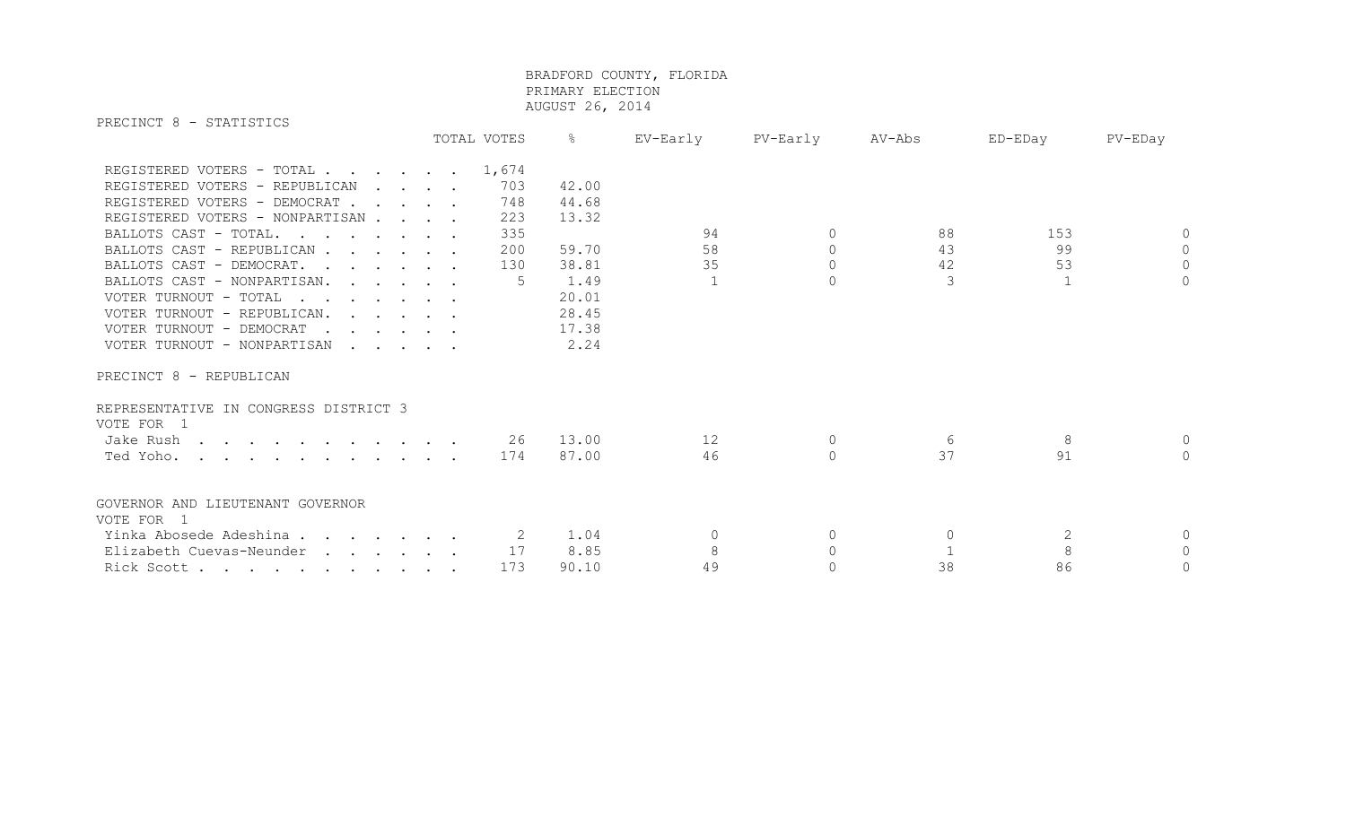BRADFORD COUNTY, FLORIDA
PRIMARY ELECTION
AUGUST 26, 2014

## PRECINCT 8 - STATISTICS

| | TOTAL VOTES | % | EV-Early | PV-Early | AV-Abs | ED-EDay | PV-EDay |
|---|---|---|---|---|---|---|---|
| REGISTERED VOTERS - TOTAL | 1,674 | | | | | | |
| REGISTERED VOTERS - REPUBLICAN | 703 | 42.00 | | | | | |
| REGISTERED VOTERS - DEMOCRAT | 748 | 44.68 | | | | | |
| REGISTERED VOTERS - NONPARTISAN | 223 | 13.32 | | | | | |
| BALLOTS CAST - TOTAL. | 335 | | 94 | 0 | 88 | 153 | 0 |
| BALLOTS CAST - REPUBLICAN | 200 | 59.70 | 58 | 0 | 43 | 99 | 0 |
| BALLOTS CAST - DEMOCRAT. | 130 | 38.81 | 35 | 0 | 42 | 53 | 0 |
| BALLOTS CAST - NONPARTISAN. | 5 | 1.49 | 1 | 0 | 3 | 1 | 0 |
| VOTER TURNOUT - TOTAL | | 20.01 | | | | | |
| VOTER TURNOUT - REPUBLICAN. | | 28.45 | | | | | |
| VOTER TURNOUT - DEMOCRAT | | 17.38 | | | | | |
| VOTER TURNOUT - NONPARTISAN | | 2.24 | | | | | |

## PRECINCT 8 - REPUBLICAN

### REPRESENTATIVE IN CONGRESS DISTRICT 3
VOTE FOR 1

| | TOTAL VOTES | % | EV-Early | PV-Early | AV-Abs | ED-EDay | PV-EDay |
|---|---|---|---|---|---|---|---|
| Jake Rush | 26 | 13.00 | 12 | 0 | 6 | 8 | 0 |
| Ted Yoho. | 174 | 87.00 | 46 | 0 | 37 | 91 | 0 |

### GOVERNOR AND LIEUTENANT GOVERNOR
VOTE FOR 1

| | TOTAL VOTES | % | EV-Early | PV-Early | AV-Abs | ED-EDay | PV-EDay |
|---|---|---|---|---|---|---|---|
| Yinka Abosede Adeshina | 2 | 1.04 | 0 | 0 | 0 | 2 | 0 |
| Elizabeth Cuevas-Neunder | 17 | 8.85 | 8 | 0 | 1 | 8 | 0 |
| Rick Scott | 173 | 90.10 | 49 | 0 | 38 | 86 | 0 |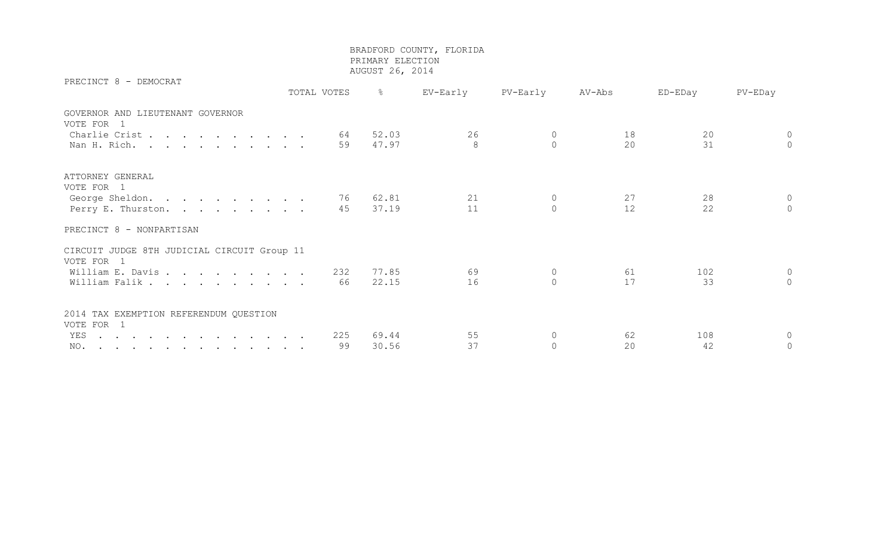# BRADFORD COUNTY, FLORIDA
## PRIMARY ELECTION
## AUGUST 26, 2014

### PRECINCT 8 - DEMOCRAT

| | TOTAL VOTES | % | EV-Early | PV-Early | AV-Abs | ED-EDay | PV-EDay |
|---|---|---|---|---|---|---|---|
| **GOVERNOR AND LIEUTENANT GOVERNOR** | | | | | | | |
| VOTE FOR 1 | | | | | | | |
| Charlie Crist | 64 | 52.03 | 26 | 0 | 18 | 20 | 0 |
| Nan H. Rich. | 59 | 47.97 | 8 | 0 | 20 | 31 | 0 |
| **ATTORNEY GENERAL** | | | | | | | |
| VOTE FOR 1 | | | | | | | |
| George Sheldon. | 76 | 62.81 | 21 | 0 | 27 | 28 | 0 |
| Perry E. Thurston. | 45 | 37.19 | 11 | 0 | 12 | 22 | 0 |

### PRECINCT 8 - NONPARTISAN

| | TOTAL VOTES | % | EV-Early | PV-Early | AV-Abs | ED-EDay | PV-EDay |
|---|---|---|---|---|---|---|---|
| **CIRCUIT JUDGE 8TH JUDICIAL CIRCUIT Group 11** | | | | | | | |
| VOTE FOR 1 | | | | | | | |
| William E. Davis | 232 | 77.85 | 69 | 0 | 61 | 102 | 0 |
| William Falik | 66 | 22.15 | 16 | 0 | 17 | 33 | 0 |
| **2014 TAX EXEMPTION REFERENDUM QUESTION** | | | | | | | |
| VOTE FOR 1 | | | | | | | |
| YES | 225 | 69.44 | 55 | 0 | 62 | 108 | 0 |
| NO. | 99 | 30.56 | 37 | 0 | 20 | 42 | 0 |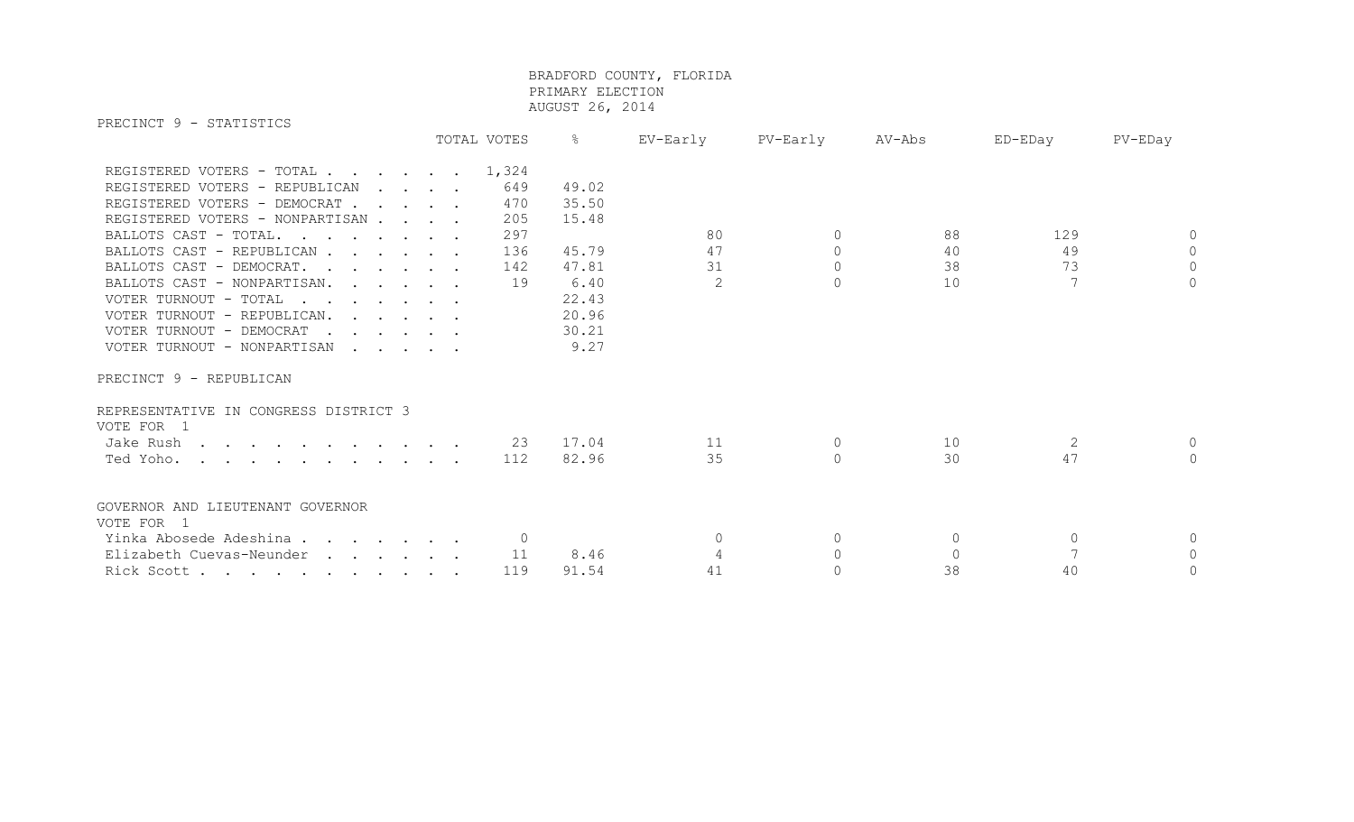BRADFORD COUNTY, FLORIDA
PRIMARY ELECTION
AUGUST 26, 2014

## PRECINCT 9 - STATISTICS

| | TOTAL VOTES | % | EV-Early | PV-Early | AV-Abs | ED-EDay | PV-EDay |
|---|---|---|---|---|---|---|---|
| REGISTERED VOTERS - TOTAL | 1,324 | | | | | | |
| REGISTERED VOTERS - REPUBLICAN | 649 | 49.02 | | | | | |
| REGISTERED VOTERS - DEMOCRAT | 470 | 35.50 | | | | | |
| REGISTERED VOTERS - NONPARTISAN | 205 | 15.48 | | | | | |
| BALLOTS CAST - TOTAL. | 297 | | 80 | 0 | 88 | 129 | 0 |
| BALLOTS CAST - REPUBLICAN | 136 | 45.79 | 47 | 0 | 40 | 49 | 0 |
| BALLOTS CAST - DEMOCRAT. | 142 | 47.81 | 31 | 0 | 38 | 73 | 0 |
| BALLOTS CAST - NONPARTISAN. | 19 | 6.40 | 2 | 0 | 10 | 7 | 0 |
| VOTER TURNOUT - TOTAL | | 22.43 | | | | | |
| VOTER TURNOUT - REPUBLICAN. | | 20.96 | | | | | |
| VOTER TURNOUT - DEMOCRAT | | 30.21 | | | | | |
| VOTER TURNOUT - NONPARTISAN | | 9.27 | | | | | |

## PRECINCT 9 - REPUBLICAN

### REPRESENTATIVE IN CONGRESS DISTRICT 3
VOTE FOR 1

| | TOTAL VOTES | % | EV-Early | PV-Early | AV-Abs | ED-EDay | PV-EDay |
|---|---|---|---|---|---|---|---|
| Jake Rush | 23 | 17.04 | 11 | 0 | 10 | 2 | 0 |
| Ted Yoho. | 112 | 82.96 | 35 | 0 | 30 | 47 | 0 |

### GOVERNOR AND LIEUTENANT GOVERNOR
VOTE FOR 1

| | TOTAL VOTES | % | EV-Early | PV-Early | AV-Abs | ED-EDay | PV-EDay |
|---|---|---|---|---|---|---|---|
| Yinka Abosede Adeshina | 0 | | 0 | 0 | 0 | 0 | 0 |
| Elizabeth Cuevas-Neunder | 11 | 8.46 | 4 | 0 | 0 | 7 | 0 |
| Rick Scott | 119 | 91.54 | 41 | 0 | 38 | 40 | 0 |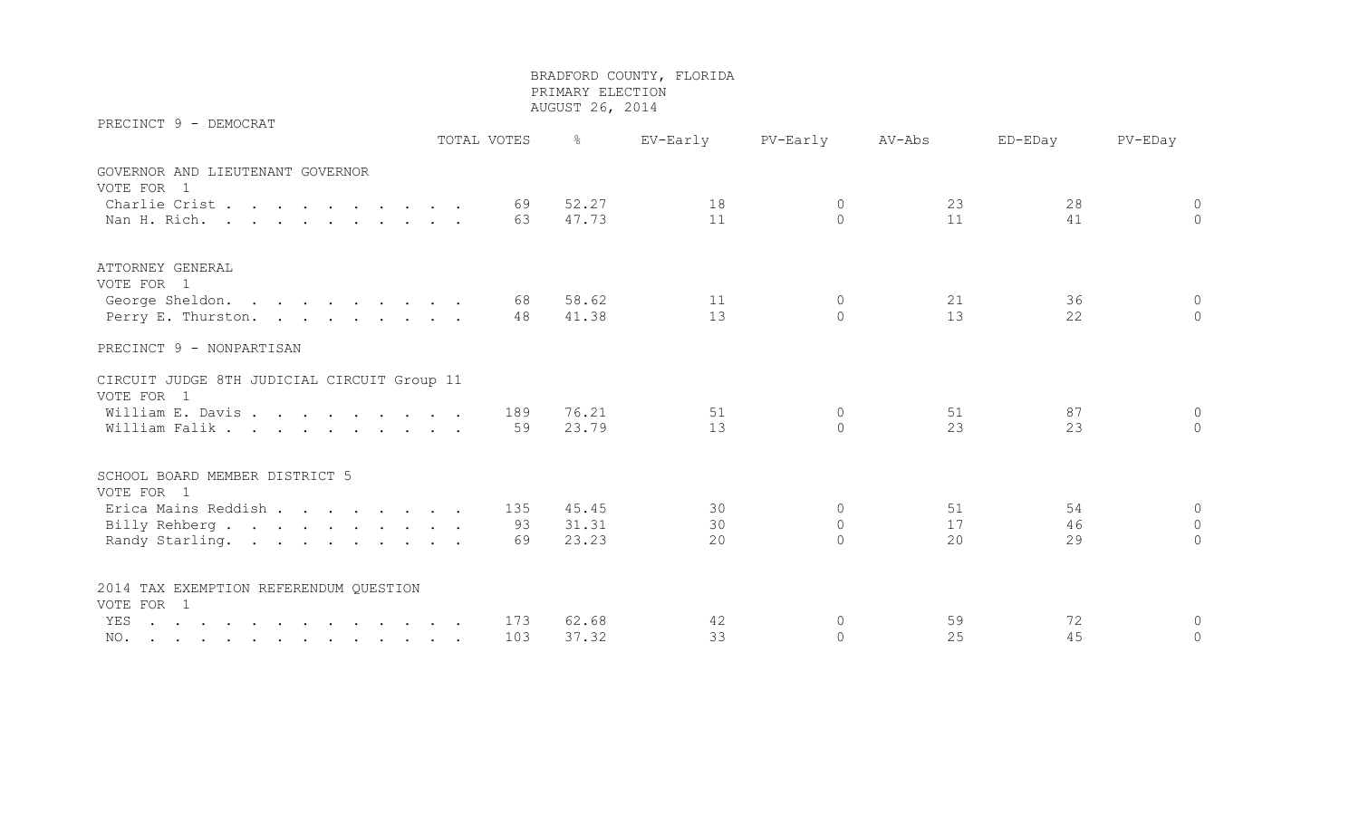BRADFORD COUNTY, FLORIDA
PRIMARY ELECTION
AUGUST 26, 2014

PRECINCT 9 - DEMOCRAT

| | TOTAL VOTES | % | EV-Early | PV-Early | AV-Abs | ED-EDay | PV-EDay |
|---|---|---|---|---|---|---|---|
| **GOVERNOR AND LIEUTENANT GOVERNOR** | | | | | | | |
| VOTE FOR 1 | | | | | | | |
| Charlie Crist | 69 | 52.27 | 18 | 0 | 23 | 28 | 0 |
| Nan H. Rich. | 63 | 47.73 | 11 | 0 | 11 | 41 | 0 |
| **ATTORNEY GENERAL** | | | | | | | |
| VOTE FOR 1 | | | | | | | |
| George Sheldon. | 68 | 58.62 | 11 | 0 | 21 | 36 | 0 |
| Perry E. Thurston. | 48 | 41.38 | 13 | 0 | 13 | 22 | 0 |

PRECINCT 9 - NONPARTISAN

| | TOTAL VOTES | % | EV-Early | PV-Early | AV-Abs | ED-EDay | PV-EDay |
|---|---|---|---|---|---|---|---|
| **CIRCUIT JUDGE 8TH JUDICIAL CIRCUIT Group 11** | | | | | | | |
| VOTE FOR 1 | | | | | | | |
| William E. Davis | 189 | 76.21 | 51 | 0 | 51 | 87 | 0 |
| William Falik | 59 | 23.79 | 13 | 0 | 23 | 23 | 0 |
| **SCHOOL BOARD MEMBER DISTRICT 5** | | | | | | | |
| VOTE FOR 1 | | | | | | | |
| Erica Mains Reddish | 135 | 45.45 | 30 | 0 | 51 | 54 | 0 |
| Billy Rehberg | 93 | 31.31 | 30 | 0 | 17 | 46 | 0 |
| Randy Starling. | 69 | 23.23 | 20 | 0 | 20 | 29 | 0 |
| **2014 TAX EXEMPTION REFERENDUM QUESTION** | | | | | | | |
| VOTE FOR 1 | | | | | | | |
| YES | 173 | 62.68 | 42 | 0 | 59 | 72 | 0 |
| NO. | 103 | 37.32 | 33 | 0 | 25 | 45 | 0 |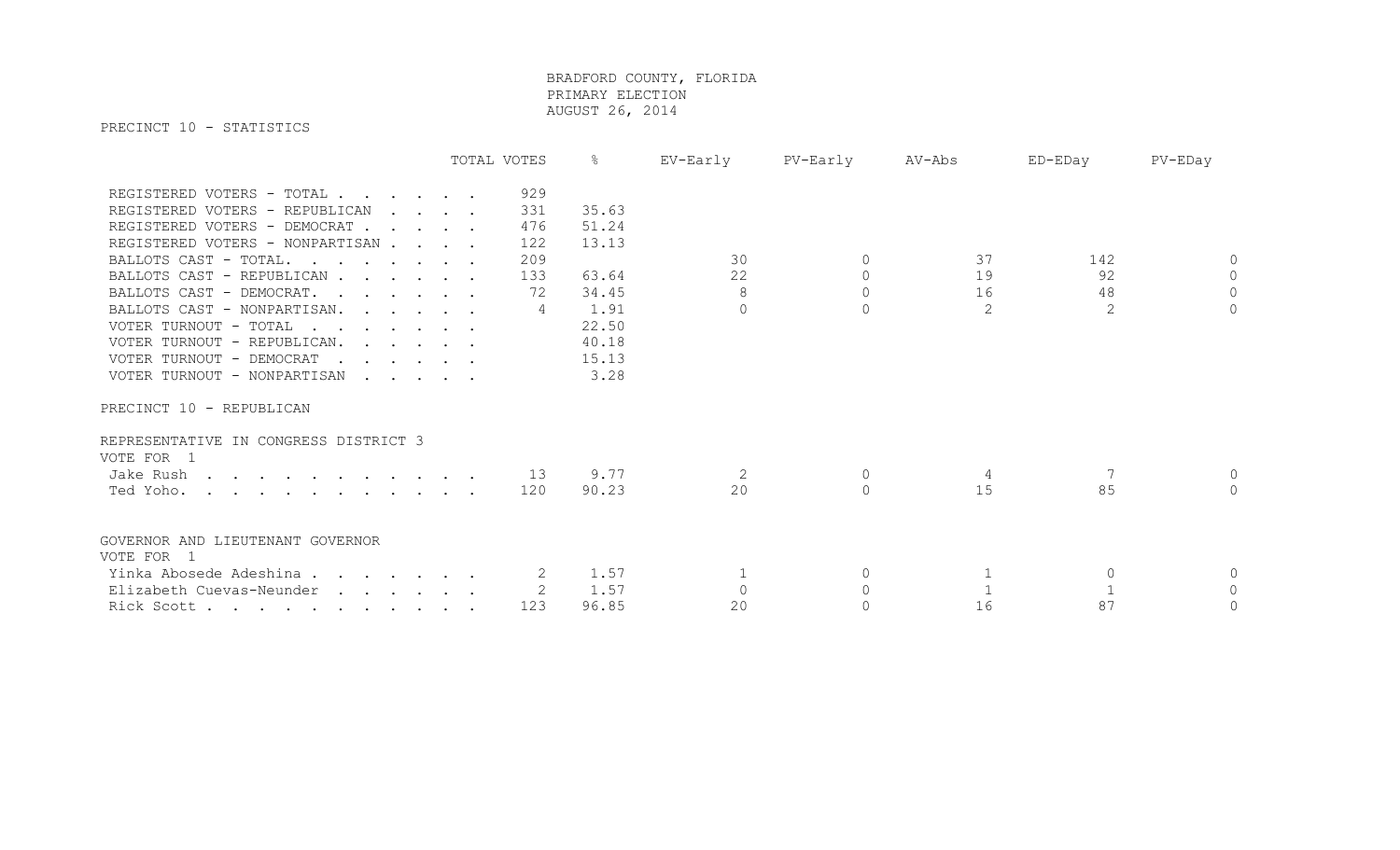# BRADFORD COUNTY, FLORIDA
## PRIMARY ELECTION
## AUGUST 26, 2014

PRECINCT 10 - STATISTICS

| | TOTAL VOTES | % | EV-Early | PV-Early | AV-Abs | ED-EDay | PV-EDay |
|---|---|---|---|---|---|---|---|
| REGISTERED VOTERS - TOTAL | 929 | | | | | | |
| REGISTERED VOTERS - REPUBLICAN | 331 | 35.63 | | | | | |
| REGISTERED VOTERS - DEMOCRAT | 476 | 51.24 | | | | | |
| REGISTERED VOTERS - NONPARTISAN | 122 | 13.13 | | | | | |
| BALLOTS CAST - TOTAL. | 209 | | 30 | 0 | 37 | 142 | 0 |
| BALLOTS CAST - REPUBLICAN | 133 | 63.64 | 22 | 0 | 19 | 92 | 0 |
| BALLOTS CAST - DEMOCRAT. | 72 | 34.45 | 8 | 0 | 16 | 48 | 0 |
| BALLOTS CAST - NONPARTISAN. | 4 | 1.91 | 0 | 0 | 2 | 2 | 0 |
| VOTER TURNOUT - TOTAL | | 22.50 | | | | | |
| VOTER TURNOUT - REPUBLICAN. | | 40.18 | | | | | |
| VOTER TURNOUT - DEMOCRAT | | 15.13 | | | | | |
| VOTER TURNOUT - NONPARTISAN | | 3.28 | | | | | |

PRECINCT 10 - REPUBLICAN

REPRESENTATIVE IN CONGRESS DISTRICT 3
VOTE FOR 1

| | TOTAL VOTES | % | EV-Early | PV-Early | AV-Abs | ED-EDay | PV-EDay |
|---|---|---|---|---|---|---|---|
| Jake Rush | 13 | 9.77 | 2 | 0 | 4 | 7 | 0 |
| Ted Yoho. | 120 | 90.23 | 20 | 0 | 15 | 85 | 0 |

GOVERNOR AND LIEUTENANT GOVERNOR
VOTE FOR 1

| | TOTAL VOTES | % | EV-Early | PV-Early | AV-Abs | ED-EDay | PV-EDay |
|---|---|---|---|---|---|---|---|
| Yinka Abosede Adeshina | 2 | 1.57 | 1 | 0 | 1 | 0 | 0 |
| Elizabeth Cuevas-Neunder | 2 | 1.57 | 0 | 0 | 1 | 1 | 0 |
| Rick Scott | 123 | 96.85 | 20 | 0 | 16 | 87 | 0 |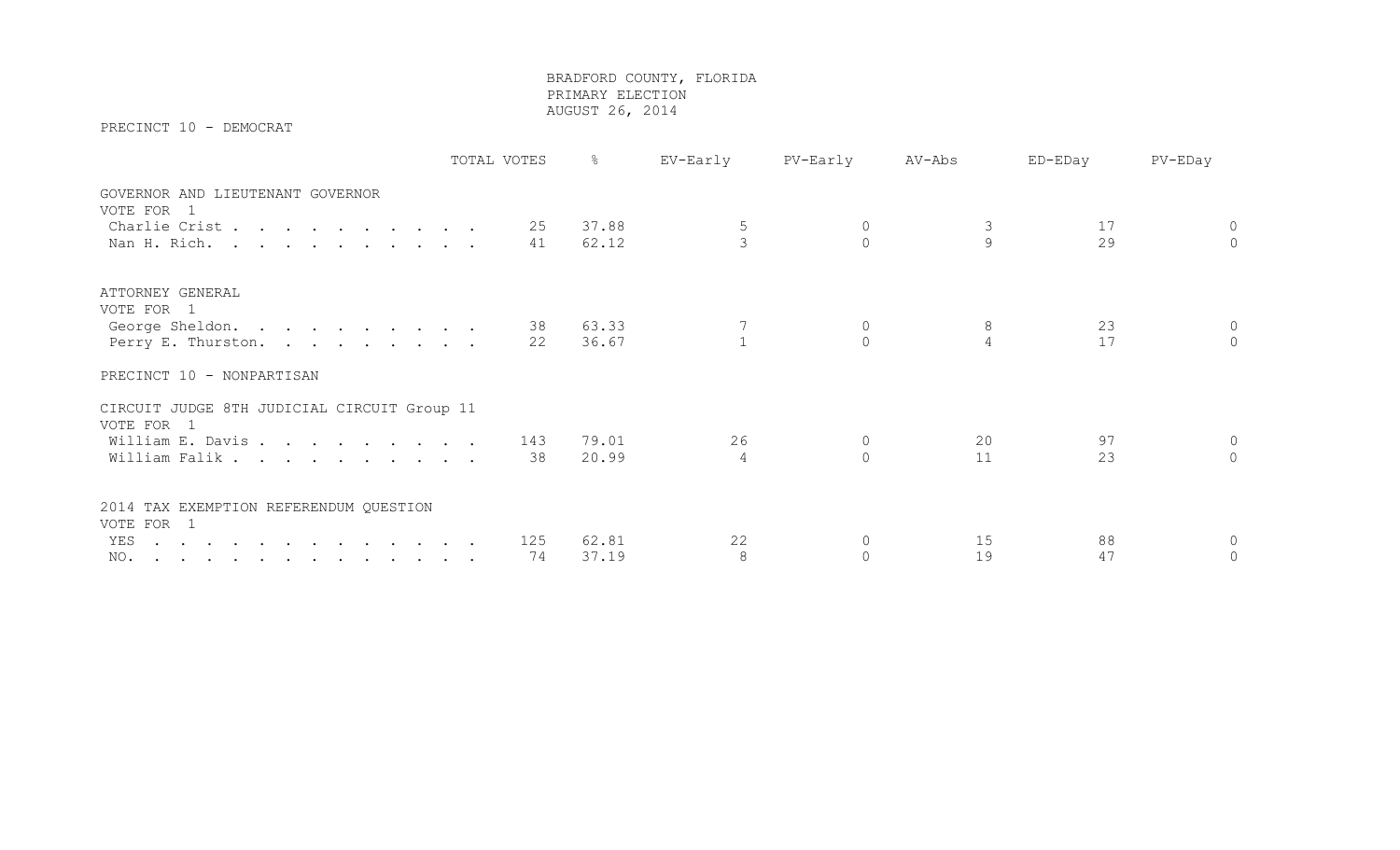BRADFORD COUNTY, FLORIDA
PRIMARY ELECTION
AUGUST 26, 2014

PRECINCT 10 - DEMOCRAT

| | TOTAL VOTES | % | EV-Early | PV-Early | AV-Abs | ED-EDay | PV-EDay |
|---|---|---|---|---|---|---|---|
| **GOVERNOR AND LIEUTENANT GOVERNOR** | | | | | | | |
| VOTE FOR 1 | | | | | | | |
| Charlie Crist | 25 | 37.88 | 5 | 0 | 3 | 17 | 0 |
| Nan H. Rich. | 41 | 62.12 | 3 | 0 | 9 | 29 | 0 |
| **ATTORNEY GENERAL** | | | | | | | |
| VOTE FOR 1 | | | | | | | |
| George Sheldon. | 38 | 63.33 | 7 | 0 | 8 | 23 | 0 |
| Perry E. Thurston. | 22 | 36.67 | 1 | 0 | 4 | 17 | 0 |

PRECINCT 10 - NONPARTISAN

| | TOTAL VOTES | % | EV-Early | PV-Early | AV-Abs | ED-EDay | PV-EDay |
|---|---|---|---|---|---|---|---|
| **CIRCUIT JUDGE 8TH JUDICIAL CIRCUIT Group 11** | | | | | | | |
| VOTE FOR 1 | | | | | | | |
| William E. Davis | 143 | 79.01 | 26 | 0 | 20 | 97 | 0 |
| William Falik | 38 | 20.99 | 4 | 0 | 11 | 23 | 0 |
| **2014 TAX EXEMPTION REFERENDUM QUESTION** | | | | | | | |
| VOTE FOR 1 | | | | | | | |
| YES | 125 | 62.81 | 22 | 0 | 15 | 88 | 0 |
| NO. | 74 | 37.19 | 8 | 0 | 19 | 47 | 0 |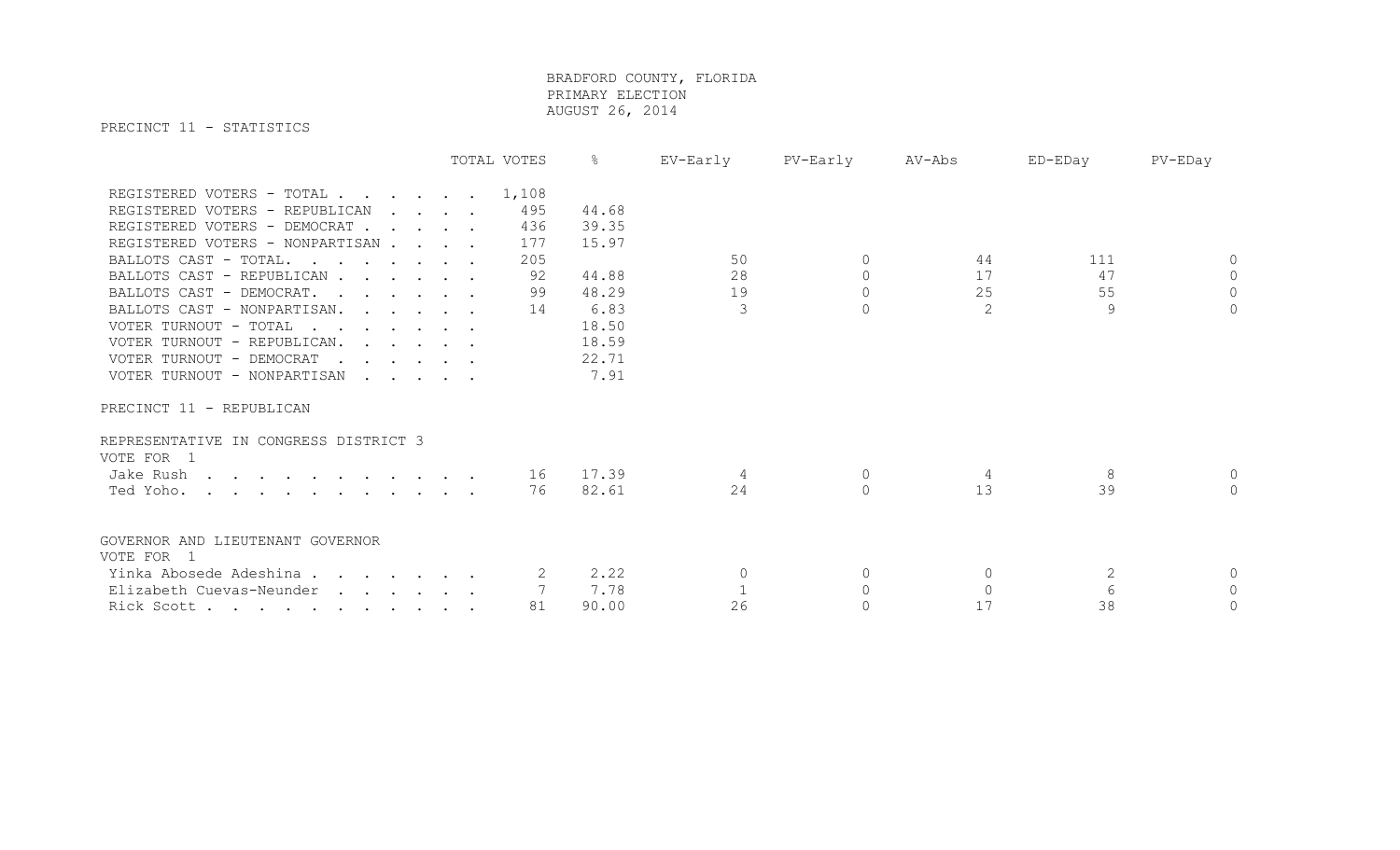# BRADFORD COUNTY, FLORIDA
## PRIMARY ELECTION
## AUGUST 26, 2014

### PRECINCT 11 - STATISTICS

| | TOTAL VOTES | % | EV-Early | PV-Early | AV-Abs | ED-EDay | PV-EDay |
|---|---|---|---|---|---|---|---|
| REGISTERED VOTERS - TOTAL | 1,108 | | | | | | |
| REGISTERED VOTERS - REPUBLICAN | 495 | 44.68 | | | | | |
| REGISTERED VOTERS - DEMOCRAT | 436 | 39.35 | | | | | |
| REGISTERED VOTERS - NONPARTISAN | 177 | 15.97 | | | | | |
| BALLOTS CAST - TOTAL. | 205 | | 50 | 0 | 44 | 111 | 0 |
| BALLOTS CAST - REPUBLICAN | 92 | 44.88 | 28 | 0 | 17 | 47 | 0 |
| BALLOTS CAST - DEMOCRAT. | 99 | 48.29 | 19 | 0 | 25 | 55 | 0 |
| BALLOTS CAST - NONPARTISAN. | 14 | 6.83 | 3 | 0 | 2 | 9 | 0 |
| VOTER TURNOUT - TOTAL | | 18.50 | | | | | |
| VOTER TURNOUT - REPUBLICAN. | | 18.59 | | | | | |
| VOTER TURNOUT - DEMOCRAT | | 22.71 | | | | | |
| VOTER TURNOUT - NONPARTISAN | | 7.91 | | | | | |

### PRECINCT 11 - REPUBLICAN

REPRESENTATIVE IN CONGRESS DISTRICT 3
VOTE FOR 1

| | TOTAL VOTES | % | EV-Early | PV-Early | AV-Abs | ED-EDay | PV-EDay |
|---|---|---|---|---|---|---|---|
| Jake Rush | 16 | 17.39 | 4 | 0 | 4 | 8 | 0 |
| Ted Yoho. | 76 | 82.61 | 24 | 0 | 13 | 39 | 0 |

GOVERNOR AND LIEUTENANT GOVERNOR
VOTE FOR 1

| | TOTAL VOTES | % | EV-Early | PV-Early | AV-Abs | ED-EDay | PV-EDay |
|---|---|---|---|---|---|---|---|
| Yinka Abosede Adeshina | 2 | 2.22 | 0 | 0 | 0 | 2 | 0 |
| Elizabeth Cuevas-Neunder | 7 | 7.78 | 1 | 0 | 0 | 6 | 0 |
| Rick Scott | 81 | 90.00 | 26 | 0 | 17 | 38 | 0 |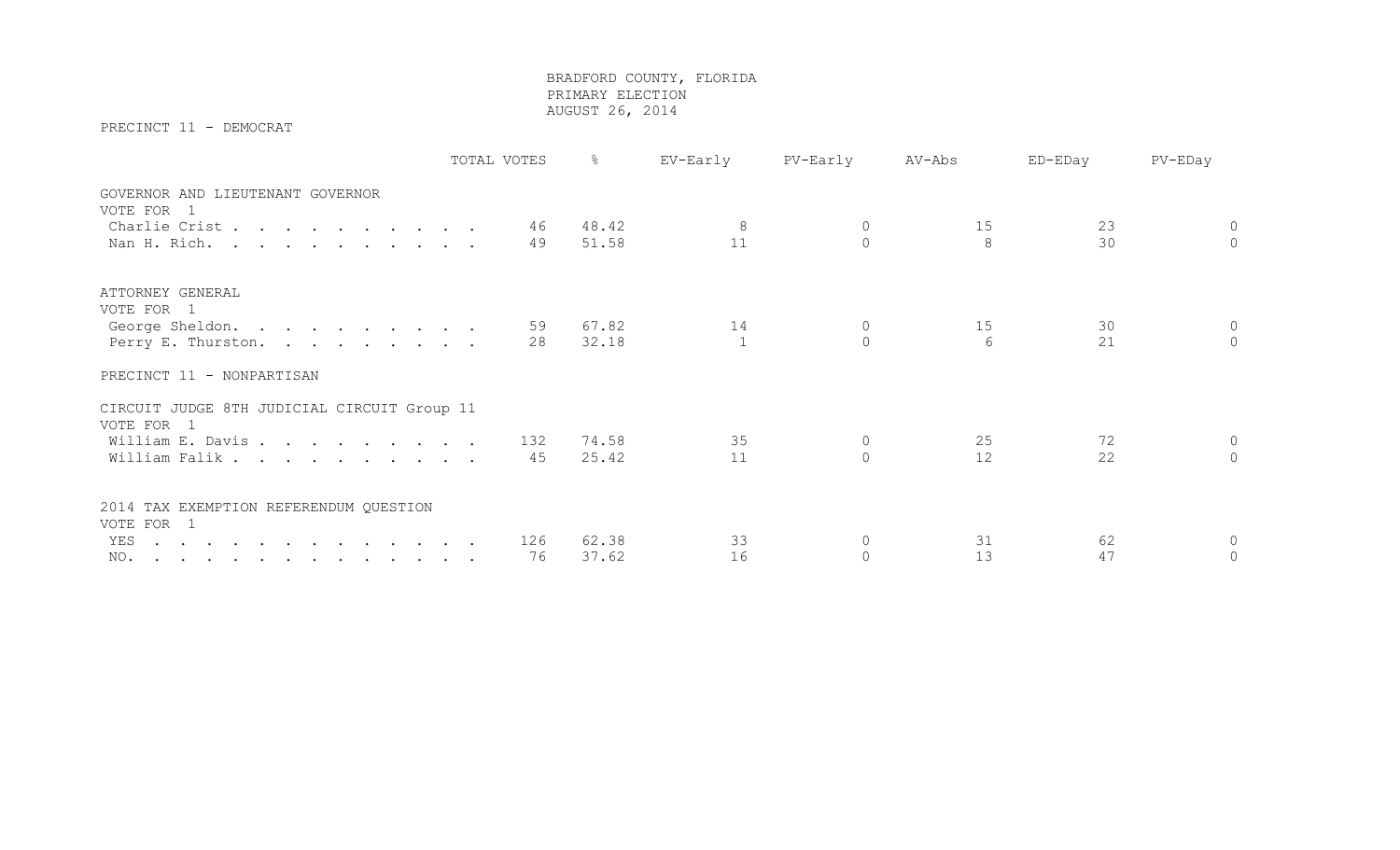BRADFORD COUNTY, FLORIDA
PRIMARY ELECTION
AUGUST 26, 2014

PRECINCT 11 - DEMOCRAT

| | TOTAL VOTES | % | EV-Early | PV-Early | AV-Abs | ED-EDay | PV-EDay |
|---|---|---|---|---|---|---|---|
| **GOVERNOR AND LIEUTENANT GOVERNOR** | | | | | | | |
| VOTE FOR 1 | | | | | | | |
| Charlie Crist | 46 | 48.42 | 8 | 0 | 15 | 23 | 0 |
| Nan H. Rich. | 49 | 51.58 | 11 | 0 | 8 | 30 | 0 |
| **ATTORNEY GENERAL** | | | | | | | |
| VOTE FOR 1 | | | | | | | |
| George Sheldon. | 59 | 67.82 | 14 | 0 | 15 | 30 | 0 |
| Perry E. Thurston. | 28 | 32.18 | 1 | 0 | 6 | 21 | 0 |

PRECINCT 11 - NONPARTISAN

| | TOTAL VOTES | % | EV-Early | PV-Early | AV-Abs | ED-EDay | PV-EDay |
|---|---|---|---|---|---|---|---|
| **CIRCUIT JUDGE 8TH JUDICIAL CIRCUIT Group 11** | | | | | | | |
| VOTE FOR 1 | | | | | | | |
| William E. Davis | 132 | 74.58 | 35 | 0 | 25 | 72 | 0 |
| William Falik | 45 | 25.42 | 11 | 0 | 12 | 22 | 0 |
| **2014 TAX EXEMPTION REFERENDUM QUESTION** | | | | | | | |
| VOTE FOR 1 | | | | | | | |
| YES | 126 | 62.38 | 33 | 0 | 31 | 62 | 0 |
| NO. | 76 | 37.62 | 16 | 0 | 13 | 47 | 0 |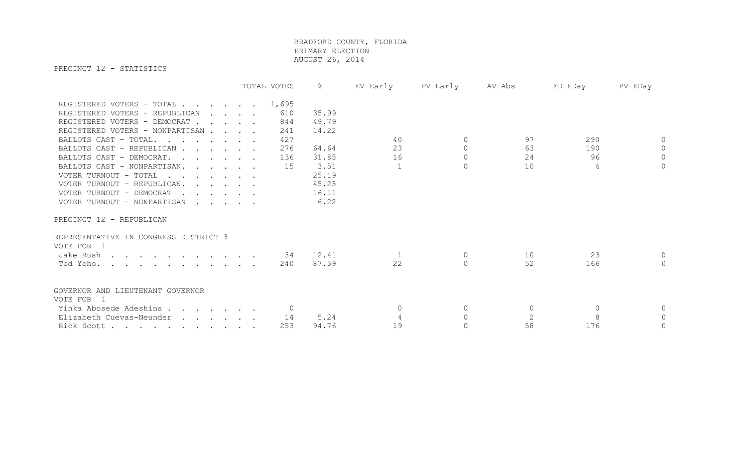BRADFORD COUNTY, FLORIDA
PRIMARY ELECTION
AUGUST 26, 2014

PRECINCT 12 - STATISTICS

| | TOTAL VOTES | % | EV-Early | PV-Early | AV-Abs | ED-EDay | PV-EDay |
|---|---|---|---|---|---|---|---|
| REGISTERED VOTERS - TOTAL | 1,695 | | | | | | |
| REGISTERED VOTERS - REPUBLICAN | 610 | 35.99 | | | | | |
| REGISTERED VOTERS - DEMOCRAT | 844 | 49.79 | | | | | |
| REGISTERED VOTERS - NONPARTISAN | 241 | 14.22 | | | | | |
| BALLOTS CAST - TOTAL. | 427 | | 40 | 0 | 97 | 290 | 0 |
| BALLOTS CAST - REPUBLICAN | 276 | 64.64 | 23 | 0 | 63 | 190 | 0 |
| BALLOTS CAST - DEMOCRAT. | 136 | 31.85 | 16 | 0 | 24 | 96 | 0 |
| BALLOTS CAST - NONPARTISAN. | 15 | 3.51 | 1 | 0 | 10 | 4 | 0 |
| VOTER TURNOUT - TOTAL | | 25.19 | | | | | |
| VOTER TURNOUT - REPUBLICAN. | | 45.25 | | | | | |
| VOTER TURNOUT - DEMOCRAT | | 16.11 | | | | | |
| VOTER TURNOUT - NONPARTISAN | | 6.22 | | | | | |

PRECINCT 12 - REPUBLICAN

REPRESENTATIVE IN CONGRESS DISTRICT 3
VOTE FOR 1

| | TOTAL VOTES | % | EV-Early | PV-Early | AV-Abs | ED-EDay | PV-EDay |
|---|---|---|---|---|---|---|---|
| Jake Rush | 34 | 12.41 | 1 | 0 | 10 | 23 | 0 |
| Ted Yoho. | 240 | 87.59 | 22 | 0 | 52 | 166 | 0 |

GOVERNOR AND LIEUTENANT GOVERNOR
VOTE FOR 1

| | TOTAL VOTES | % | EV-Early | PV-Early | AV-Abs | ED-EDay | PV-EDay |
|---|---|---|---|---|---|---|---|
| Yinka Abosede Adeshina | 0 | | 0 | 0 | 0 | 0 | 0 |
| Elizabeth Cuevas-Neunder | 14 | 5.24 | 4 | 0 | 2 | 8 | 0 |
| Rick Scott | 253 | 94.76 | 19 | 0 | 58 | 176 | 0 |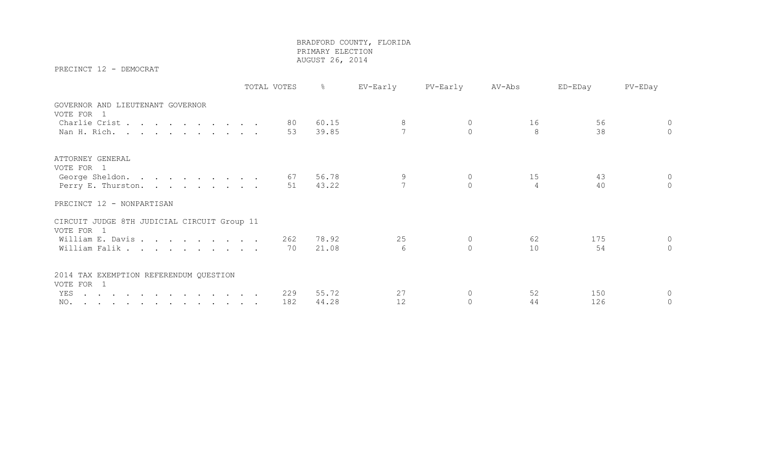# BRADFORD COUNTY, FLORIDA
## PRIMARY ELECTION
## AUGUST 26, 2014

PRECINCT 12 - DEMOCRAT

| | TOTAL VOTES | % | EV-Early | PV-Early | AV-Abs | ED-EDay | PV-EDay |
|---|---|---|---|---|---|---|---|
| **GOVERNOR AND LIEUTENANT GOVERNOR** | | | | | | | |
| VOTE FOR 1 | | | | | | | |
| Charlie Crist | 80 | 60.15 | 8 | 0 | 16 | 56 | 0 |
| Nan H. Rich. | 53 | 39.85 | 7 | 0 | 8 | 38 | 0 |
| **ATTORNEY GENERAL** | | | | | | | |
| VOTE FOR 1 | | | | | | | |
| George Sheldon. | 67 | 56.78 | 9 | 0 | 15 | 43 | 0 |
| Perry E. Thurston. | 51 | 43.22 | 7 | 0 | 4 | 40 | 0 |

PRECINCT 12 - NONPARTISAN

| | TOTAL VOTES | % | EV-Early | PV-Early | AV-Abs | ED-EDay | PV-EDay |
|---|---|---|---|---|---|---|---|
| **CIRCUIT JUDGE 8TH JUDICIAL CIRCUIT Group 11** | | | | | | | |
| VOTE FOR 1 | | | | | | | |
| William E. Davis | 262 | 78.92 | 25 | 0 | 62 | 175 | 0 |
| William Falik | 70 | 21.08 | 6 | 0 | 10 | 54 | 0 |
| **2014 TAX EXEMPTION REFERENDUM QUESTION** | | | | | | | |
| VOTE FOR 1 | | | | | | | |
| YES | 229 | 55.72 | 27 | 0 | 52 | 150 | 0 |
| NO. | 182 | 44.28 | 12 | 0 | 44 | 126 | 0 |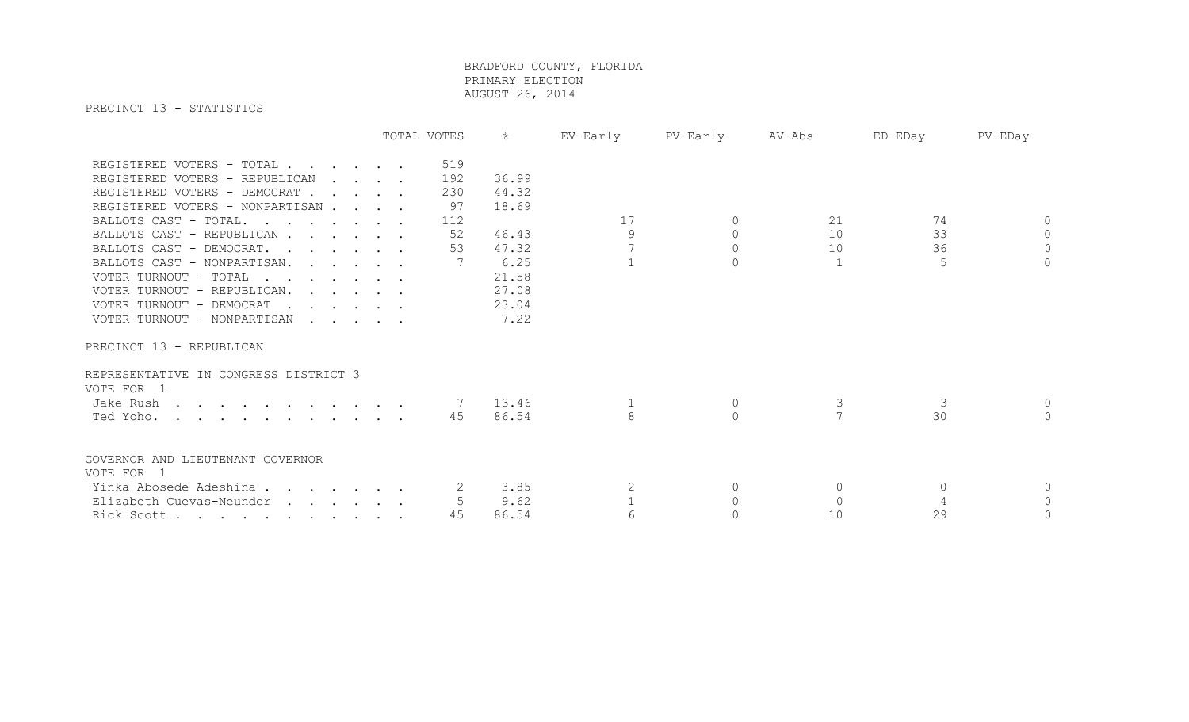# BRADFORD COUNTY, FLORIDA
## PRIMARY ELECTION
## AUGUST 26, 2014

PRECINCT 13 - STATISTICS

| | TOTAL VOTES | % | EV-Early | PV-Early | AV-Abs | ED-EDay | PV-EDay |
|---|---|---|---|---|---|---|---|
| REGISTERED VOTERS - TOTAL | 519 | | | | | | |
| REGISTERED VOTERS - REPUBLICAN | 192 | 36.99 | | | | | |
| REGISTERED VOTERS - DEMOCRAT | 230 | 44.32 | | | | | |
| REGISTERED VOTERS - NONPARTISAN | 97 | 18.69 | | | | | |
| BALLOTS CAST - TOTAL. | 112 | | 17 | 0 | 21 | 74 | 0 |
| BALLOTS CAST - REPUBLICAN | 52 | 46.43 | 9 | 0 | 10 | 33 | 0 |
| BALLOTS CAST - DEMOCRAT. | 53 | 47.32 | 7 | 0 | 10 | 36 | 0 |
| BALLOTS CAST - NONPARTISAN. | 7 | 6.25 | 1 | 0 | 1 | 5 | 0 |
| VOTER TURNOUT - TOTAL | | 21.58 | | | | | |
| VOTER TURNOUT - REPUBLICAN. | | 27.08 | | | | | |
| VOTER TURNOUT - DEMOCRAT | | 23.04 | | | | | |
| VOTER TURNOUT - NONPARTISAN | | 7.22 | | | | | |

PRECINCT 13 - REPUBLICAN

REPRESENTATIVE IN CONGRESS DISTRICT 3
VOTE FOR 1

| | TOTAL VOTES | % | EV-Early | PV-Early | AV-Abs | ED-EDay | PV-EDay |
|---|---|---|---|---|---|---|---|
| Jake Rush | 7 | 13.46 | 1 | 0 | 3 | 3 | 0 |
| Ted Yoho. | 45 | 86.54 | 8 | 0 | 7 | 30 | 0 |

GOVERNOR AND LIEUTENANT GOVERNOR
VOTE FOR 1

| | TOTAL VOTES | % | EV-Early | PV-Early | AV-Abs | ED-EDay | PV-EDay |
|---|---|---|---|---|---|---|---|
| Yinka Abosede Adeshina | 2 | 3.85 | 2 | 0 | 0 | 0 | 0 |
| Elizabeth Cuevas-Neunder | 5 | 9.62 | 1 | 0 | 0 | 4 | 0 |
| Rick Scott | 45 | 86.54 | 6 | 0 | 10 | 29 | 0 |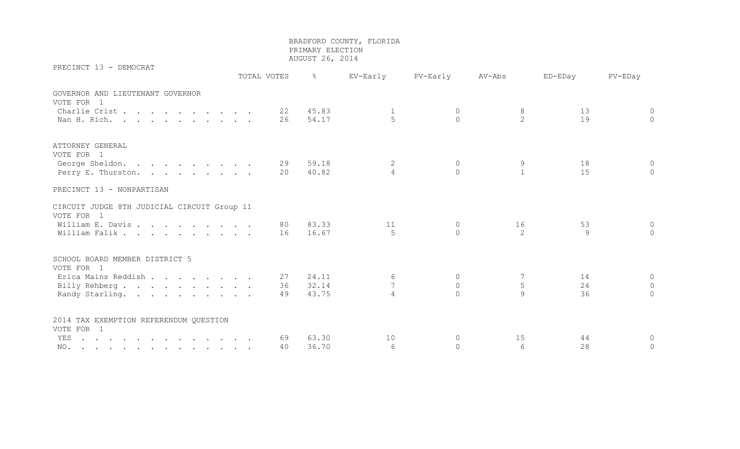BRADFORD COUNTY, FLORIDA
PRIMARY ELECTION
AUGUST 26, 2014

## PRECINCT 13 - DEMOCRAT

| | TOTAL VOTES | % | EV-Early | PV-Early | AV-Abs | ED-EDay | PV-EDay |
|---|---|---|---|---|---|---|---|
| **GOVERNOR AND LIEUTENANT GOVERNOR** | | | | | | | |
| VOTE FOR 1 | | | | | | | |
| Charlie Crist | 22 | 45.83 | 1 | 0 | 8 | 13 | 0 |
| Nan H. Rich. | 26 | 54.17 | 5 | 0 | 2 | 19 | 0 |
| **ATTORNEY GENERAL** | | | | | | | |
| VOTE FOR 1 | | | | | | | |
| George Sheldon. | 29 | 59.18 | 2 | 0 | 9 | 18 | 0 |
| Perry E. Thurston. | 20 | 40.82 | 4 | 0 | 1 | 15 | 0 |

## PRECINCT 13 - NONPARTISAN

| | TOTAL VOTES | % | EV-Early | PV-Early | AV-Abs | ED-EDay | PV-EDay |
|---|---|---|---|---|---|---|---|
| **CIRCUIT JUDGE 8TH JUDICIAL CIRCUIT Group 11** | | | | | | | |
| VOTE FOR 1 | | | | | | | |
| William E. Davis | 80 | 83.33 | 11 | 0 | 16 | 53 | 0 |
| William Falik | 16 | 16.67 | 5 | 0 | 2 | 9 | 0 |
| **SCHOOL BOARD MEMBER DISTRICT 5** | | | | | | | |
| VOTE FOR 1 | | | | | | | |
| Erica Mains Reddish | 27 | 24.11 | 6 | 0 | 7 | 14 | 0 |
| Billy Rehberg | 36 | 32.14 | 7 | 0 | 5 | 24 | 0 |
| Randy Starling. | 49 | 43.75 | 4 | 0 | 9 | 36 | 0 |
| **2014 TAX EXEMPTION REFERENDUM QUESTION** | | | | | | | |
| VOTE FOR 1 | | | | | | | |
| YES | 69 | 63.30 | 10 | 0 | 15 | 44 | 0 |
| NO. | 40 | 36.70 | 6 | 0 | 6 | 28 | 0 |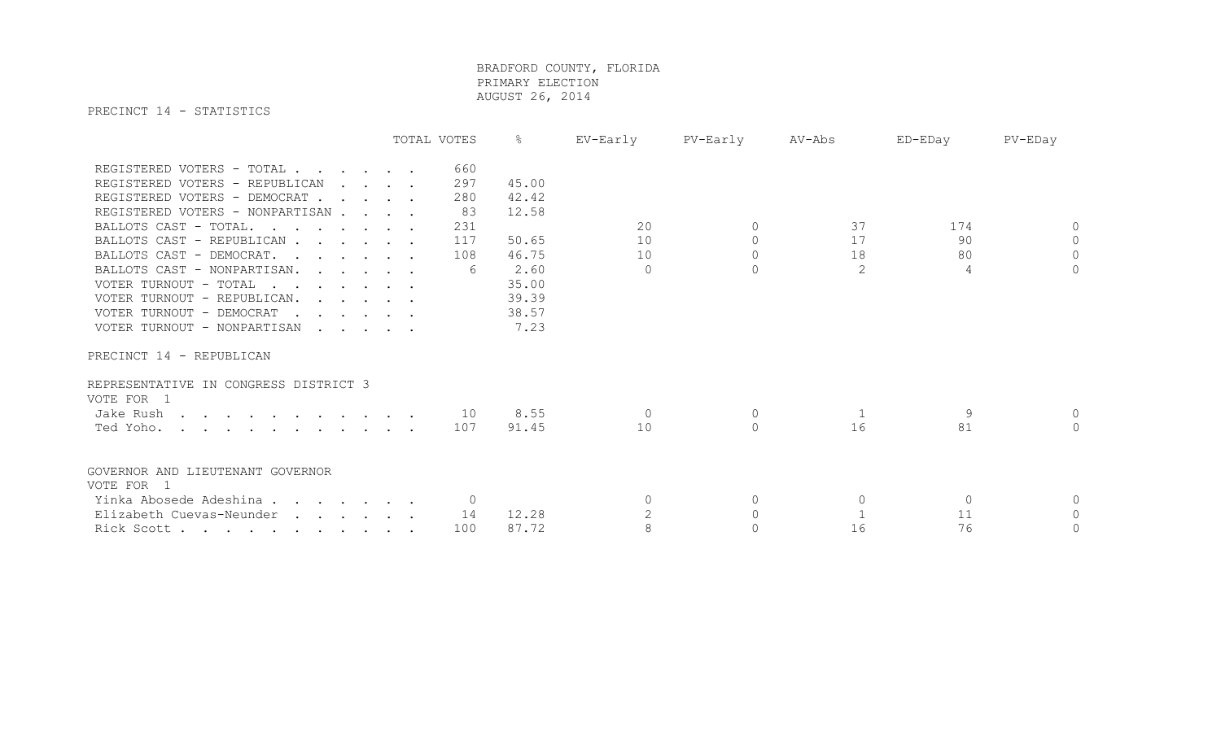BRADFORD COUNTY, FLORIDA
PRIMARY ELECTION
AUGUST 26, 2014

PRECINCT 14 - STATISTICS

| | TOTAL VOTES | % | EV-Early | PV-Early | AV-Abs | ED-EDay | PV-EDay |
|---|---|---|---|---|---|---|---|
| REGISTERED VOTERS - TOTAL | 660 | | | | | | |
| REGISTERED VOTERS - REPUBLICAN | 297 | 45.00 | | | | | |
| REGISTERED VOTERS - DEMOCRAT | 280 | 42.42 | | | | | |
| REGISTERED VOTERS - NONPARTISAN | 83 | 12.58 | | | | | |
| BALLOTS CAST - TOTAL. | 231 | | 20 | 0 | 37 | 174 | 0 |
| BALLOTS CAST - REPUBLICAN | 117 | 50.65 | 10 | 0 | 17 | 90 | 0 |
| BALLOTS CAST - DEMOCRAT. | 108 | 46.75 | 10 | 0 | 18 | 80 | 0 |
| BALLOTS CAST - NONPARTISAN. | 6 | 2.60 | 0 | 0 | 2 | 4 | 0 |
| VOTER TURNOUT - TOTAL | | 35.00 | | | | | |
| VOTER TURNOUT - REPUBLICAN. | | 39.39 | | | | | |
| VOTER TURNOUT - DEMOCRAT | | 38.57 | | | | | |
| VOTER TURNOUT - NONPARTISAN | | 7.23 | | | | | |

PRECINCT 14 - REPUBLICAN

REPRESENTATIVE IN CONGRESS DISTRICT 3
VOTE FOR 1

| | TOTAL VOTES | % | EV-Early | PV-Early | AV-Abs | ED-EDay | PV-EDay |
|---|---|---|---|---|---|---|---|
| Jake Rush | 10 | 8.55 | 0 | 0 | 1 | 9 | 0 |
| Ted Yoho. | 107 | 91.45 | 10 | 0 | 16 | 81 | 0 |

GOVERNOR AND LIEUTENANT GOVERNOR
VOTE FOR 1

| | TOTAL VOTES | % | EV-Early | PV-Early | AV-Abs | ED-EDay | PV-EDay |
|---|---|---|---|---|---|---|---|
| Yinka Abosede Adeshina | 0 | | 0 | 0 | 0 | 0 | 0 |
| Elizabeth Cuevas-Neunder | 14 | 12.28 | 2 | 0 | 1 | 11 | 0 |
| Rick Scott | 100 | 87.72 | 8 | 0 | 16 | 76 | 0 |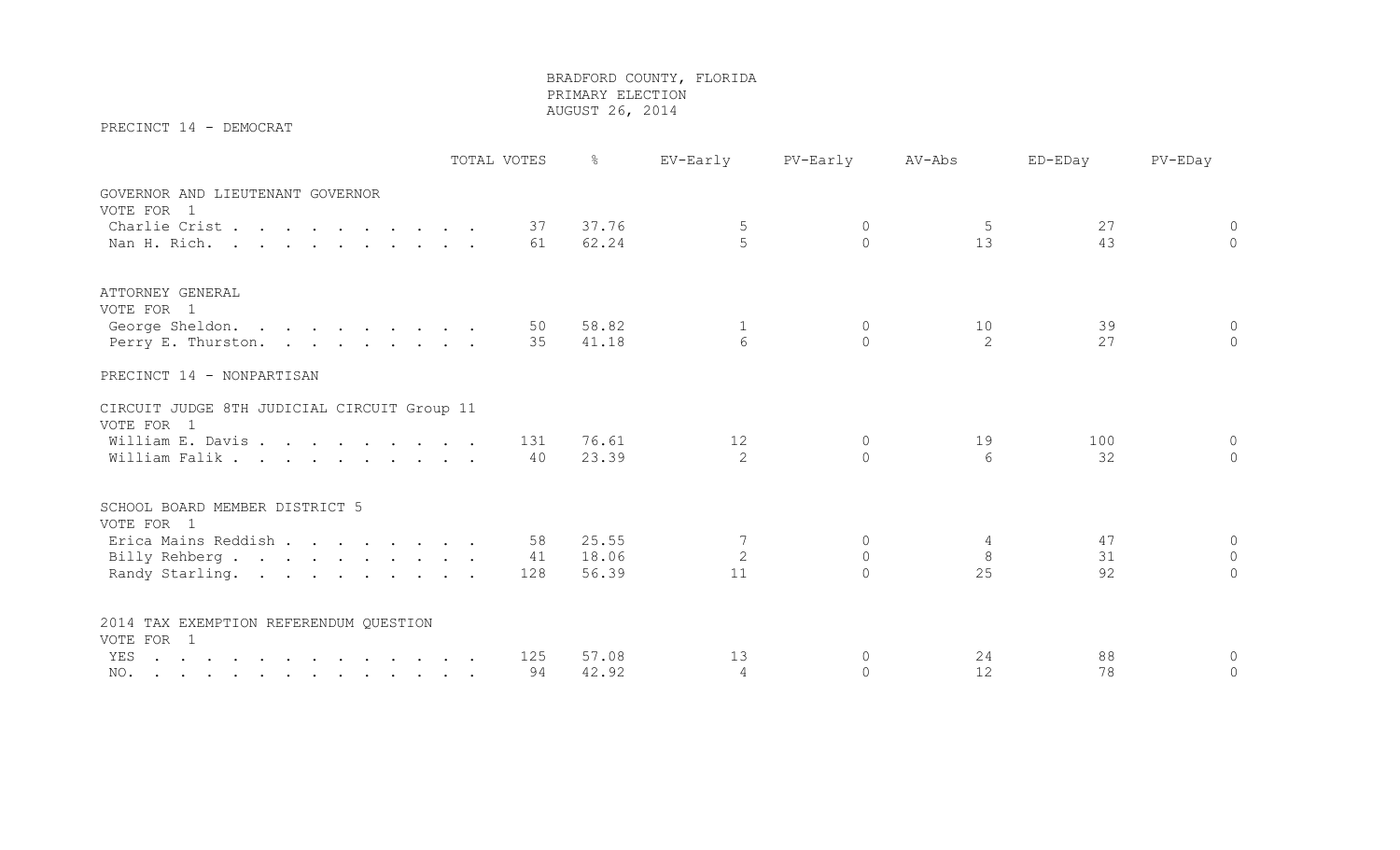BRADFORD COUNTY, FLORIDA
PRIMARY ELECTION
AUGUST 26, 2014

PRECINCT 14 - DEMOCRAT

| | TOTAL VOTES | % | EV-Early | PV-Early | AV-Abs | ED-EDay | PV-EDay |
|---|---|---|---|---|---|---|---|
| **GOVERNOR AND LIEUTENANT GOVERNOR** | | | | | | | |
| VOTE FOR 1 | | | | | | | |
| Charlie Crist | 37 | 37.76 | 5 | 0 | 5 | 27 | 0 |
| Nan H. Rich. | 61 | 62.24 | 5 | 0 | 13 | 43 | 0 |
| **ATTORNEY GENERAL** | | | | | | | |
| VOTE FOR 1 | | | | | | | |
| George Sheldon. | 50 | 58.82 | 1 | 0 | 10 | 39 | 0 |
| Perry E. Thurston. | 35 | 41.18 | 6 | 0 | 2 | 27 | 0 |

PRECINCT 14 - NONPARTISAN

| | TOTAL VOTES | % | EV-Early | PV-Early | AV-Abs | ED-EDay | PV-EDay |
|---|---|---|---|---|---|---|---|
| **CIRCUIT JUDGE 8TH JUDICIAL CIRCUIT Group 11** | | | | | | | |
| VOTE FOR 1 | | | | | | | |
| William E. Davis | 131 | 76.61 | 12 | 0 | 19 | 100 | 0 |
| William Falik | 40 | 23.39 | 2 | 0 | 6 | 32 | 0 |
| **SCHOOL BOARD MEMBER DISTRICT 5** | | | | | | | |
| VOTE FOR 1 | | | | | | | |
| Erica Mains Reddish | 58 | 25.55 | 7 | 0 | 4 | 47 | 0 |
| Billy Rehberg | 41 | 18.06 | 2 | 0 | 8 | 31 | 0 |
| Randy Starling. | 128 | 56.39 | 11 | 0 | 25 | 92 | 0 |
| **2014 TAX EXEMPTION REFERENDUM QUESTION** | | | | | | | |
| VOTE FOR 1 | | | | | | | |
| YES | 125 | 57.08 | 13 | 0 | 24 | 88 | 0 |
| NO. | 94 | 42.92 | 4 | 0 | 12 | 78 | 0 |